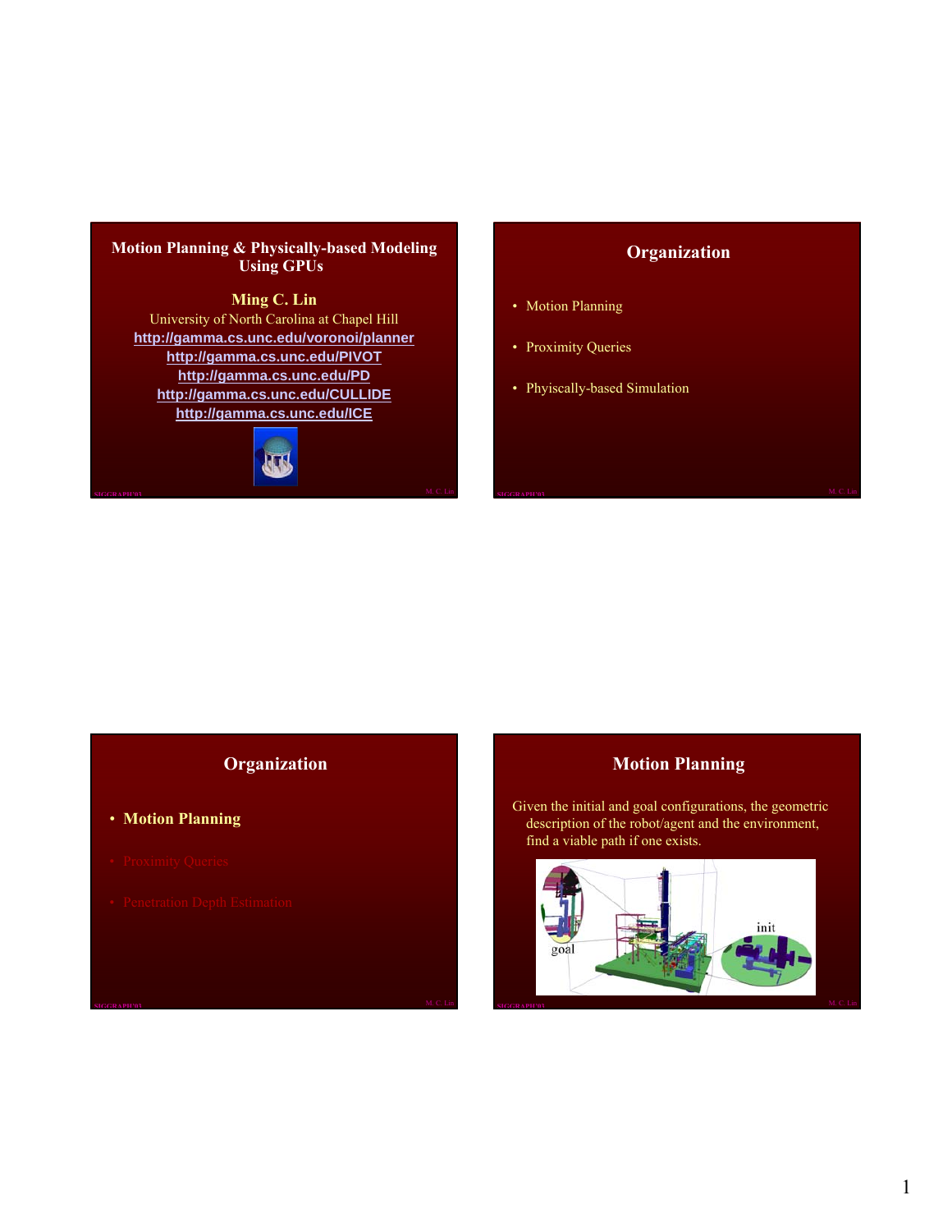## Motion Planning & Physically-based Modeling Using GPUs

**Ming C. Lin**

University of North Carolina at Chapel Hill

http://gamma.cs.unc.edu/voronoi/planner

http://gamma.cs.unc.edu/PIVOT

http://gamma.cs.unc.edu/PD

http://gamma.cs.unc.edu/CULLIDE

http://gamma.cs.unc.edu/ICE

## Organization

- Motion Planning
- Proximity Queries
- Phyiscally-based Simulation

## Organization

- **Motion Planning**
- Proximity Queries
- Penetration Depth Estimation

## Motion Planning

Given the initial and goal configurations, the geometric description of the robot/agent and the environment, find a viable path if one exists.

goal

init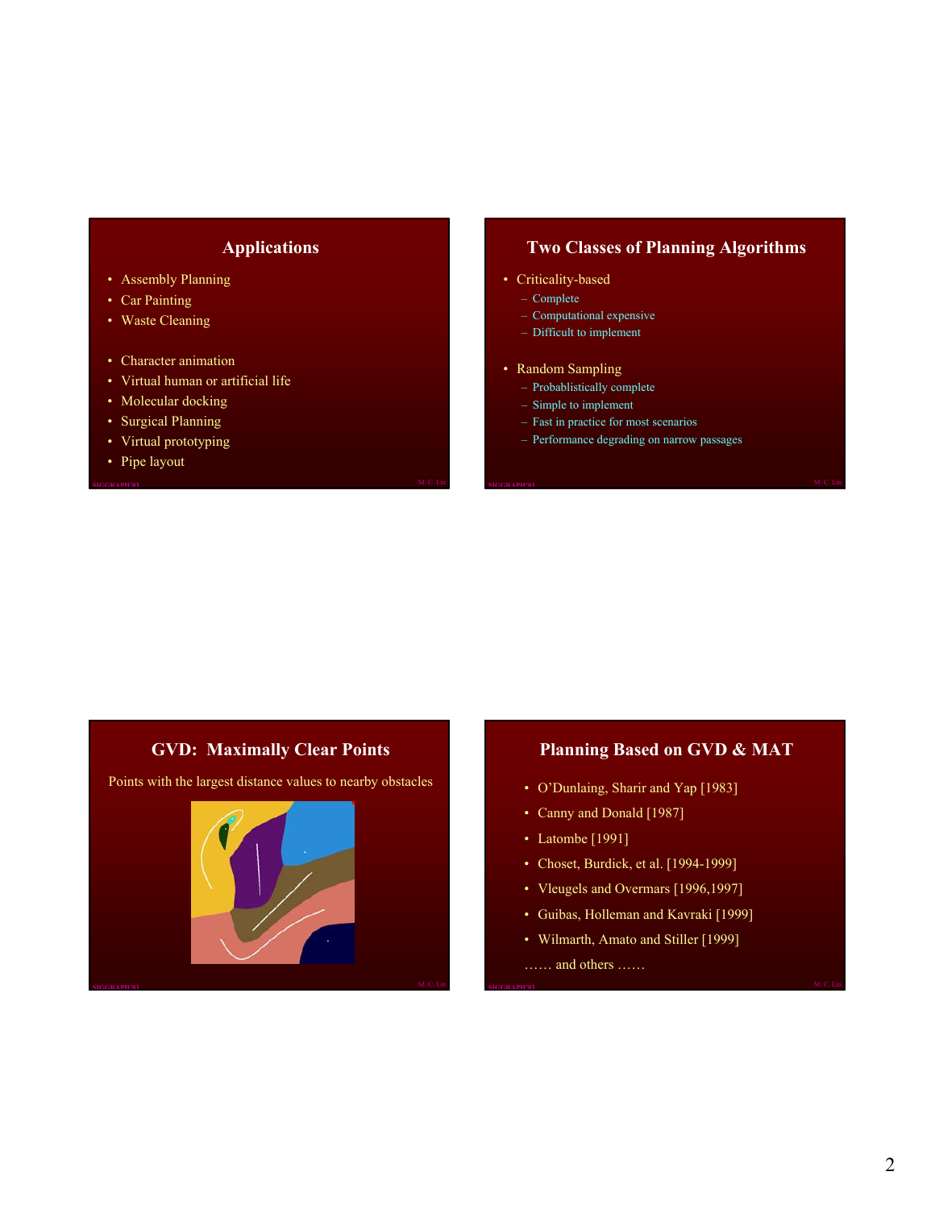## Applications

- Assembly Planning
- Car Painting
- Waste Cleaning

- Character animation
- Virtual human or artificial life
- Molecular docking
- Surgical Planning
- Virtual prototyping
- Pipe layout

## Two Classes of Planning Algorithms

- Criticality-based
  - Complete
  - Computational expensive
  - Difficult to implement

- Random Sampling
  - Probablistically complete
  - Simple to implement
  - Fast in practice for most scenarios
  - Performance degrading on narrow passages

## GVD: Maximally Clear Points

Points with the largest distance values to nearby obstacles

## Planning Based on GVD & MAT

- O'Dunlaing, Sharir and Yap [1983]
- Canny and Donald [1987]
- Latombe [1991]
- Choset, Burdick, et al. [1994-1999]
- Vleugels and Overmars [1996,1997]
- Guibas, Holleman and Kavraki [1999]
- Wilmarth, Amato and Stiller [1999]

…… and others ……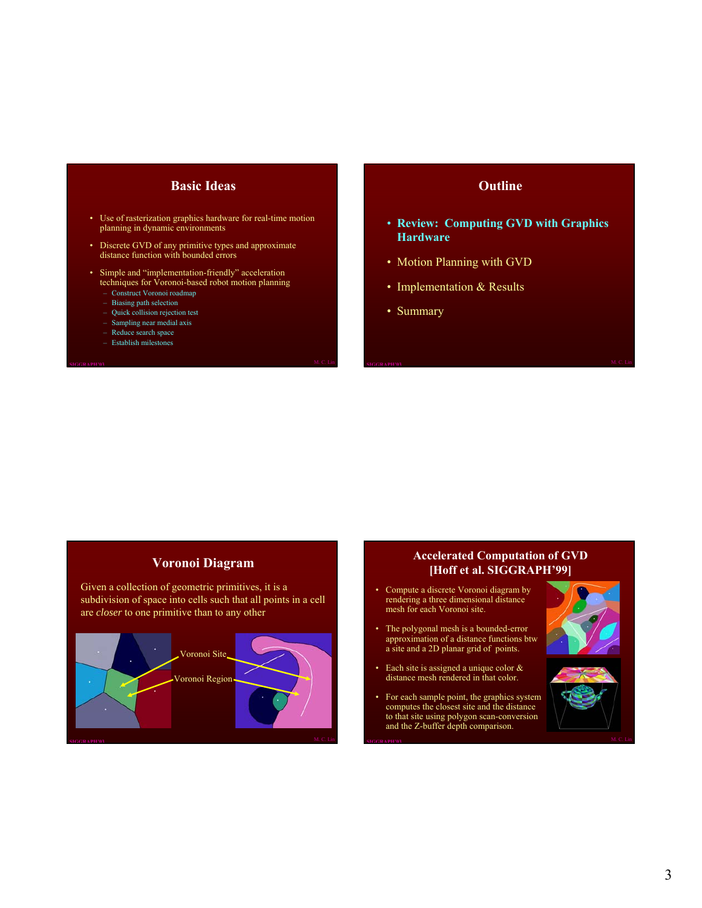## Basic Ideas

- Use of rasterization graphics hardware for real-time motion planning in dynamic environments
- Discrete GVD of any primitive types and approximate distance function with bounded errors
- Simple and "implementation-friendly" acceleration techniques for Voronoi-based robot motion planning
  - Construct Voronoi roadmap
  - Biasing path selection
  - Quick collision rejection test
  - Sampling near medial axis
  - Reduce search space
  - Establish milestones

## Outline

- **Review: Computing GVD with Graphics Hardware**
- Motion Planning with GVD
- Implementation & Results
- Summary

## Voronoi Diagram

Given a collection of geometric primitives, it is a subdivision of space into cells such that all points in a cell are *closer* to one primitive than to any other

Voronoi Site

Voronoi Region

## Accelerated Computation of GVD [Hoff et al. SIGGRAPH'99]

- Compute a discrete Voronoi diagram by rendering a three dimensional distance mesh for each Voronoi site.
- The polygonal mesh is a bounded-error approximation of a distance functions btw a site and a 2D planar grid of points.
- Each site is assigned a unique color & distance mesh rendered in that color.
- For each sample point, the graphics system computes the closest site and the distance to that site using polygon scan-conversion and the Z-buffer depth comparison.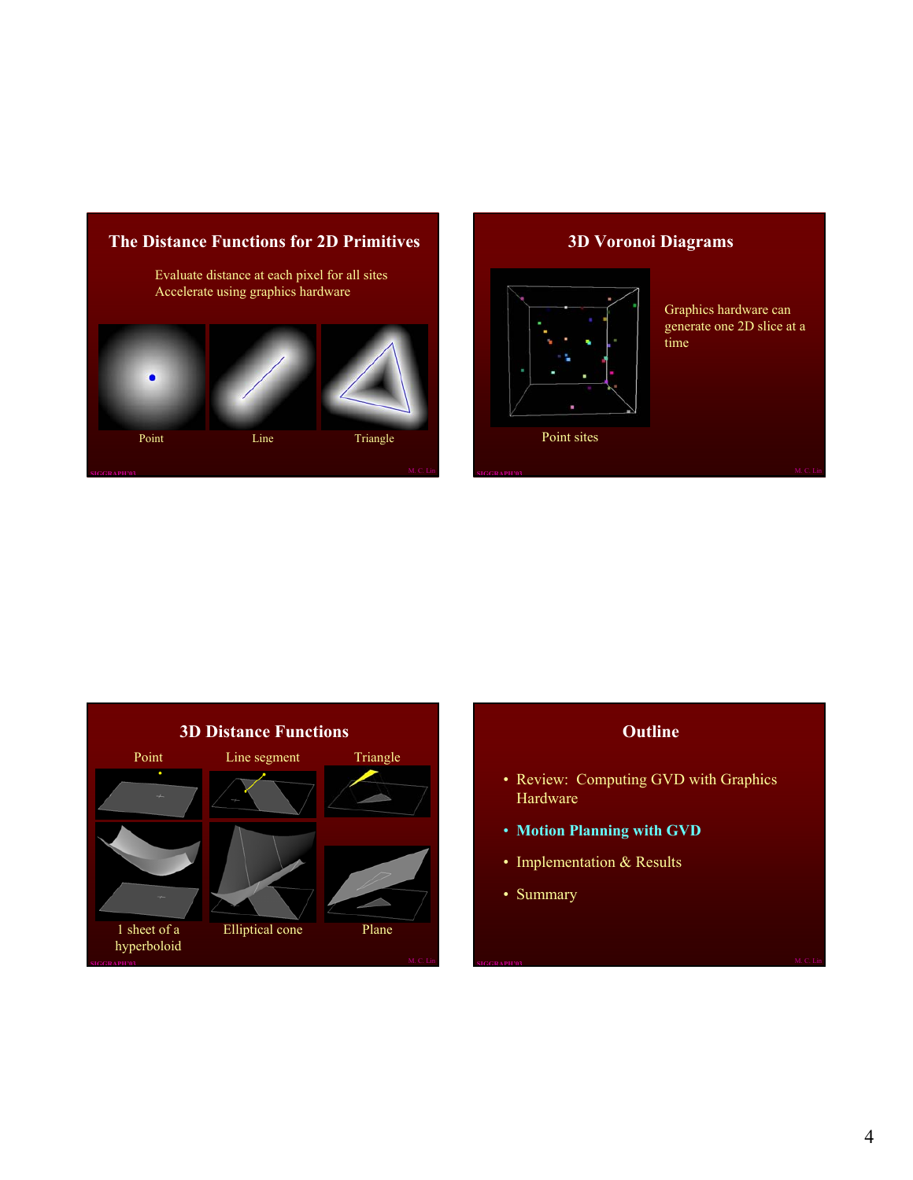## The Distance Functions for 2D Primitives

Evaluate distance at each pixel for all sites
Accelerate using graphics hardware

Point | Line | Triangle

## 3D Voronoi Diagrams

Graphics hardware can generate one 2D slice at a time

Point sites

## 3D Distance Functions

Point | Line segment | Triangle

1 sheet of a hyperboloid | Elliptical cone | Plane

## Outline

- Review: Computing GVD with Graphics Hardware
- **Motion Planning with GVD**
- Implementation & Results
- Summary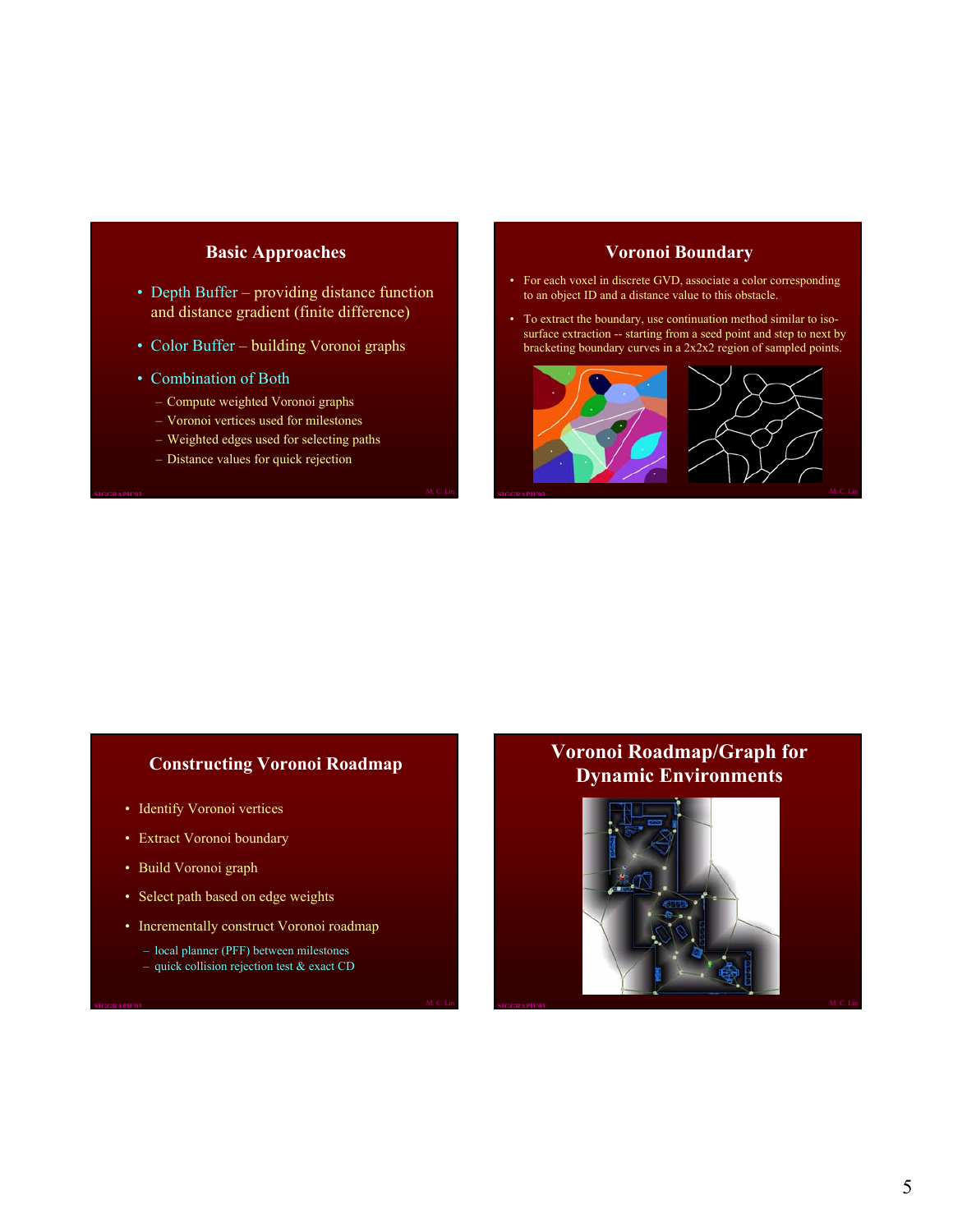## Basic Approaches

- Depth Buffer – providing distance function and distance gradient (finite difference)
- Color Buffer – building Voronoi graphs
- Combination of Both
  - Compute weighted Voronoi graphs
  - Voronoi vertices used for milestones
  - Weighted edges used for selecting paths
  - Distance values for quick rejection

## Voronoi Boundary

- For each voxel in discrete GVD, associate a color corresponding to an object ID and a distance value to this obstacle.
- To extract the boundary, use continuation method similar to iso-surface extraction -- starting from a seed point and step to next by bracketing boundary curves in a 2x2x2 region of sampled points.

## Constructing Voronoi Roadmap

- Identify Voronoi vertices
- Extract Voronoi boundary
- Build Voronoi graph
- Select path based on edge weights
- Incrementally construct Voronoi roadmap
  - local planner (PFF) between milestones
  - quick collision rejection test & exact CD

## Voronoi Roadmap/Graph for Dynamic Environments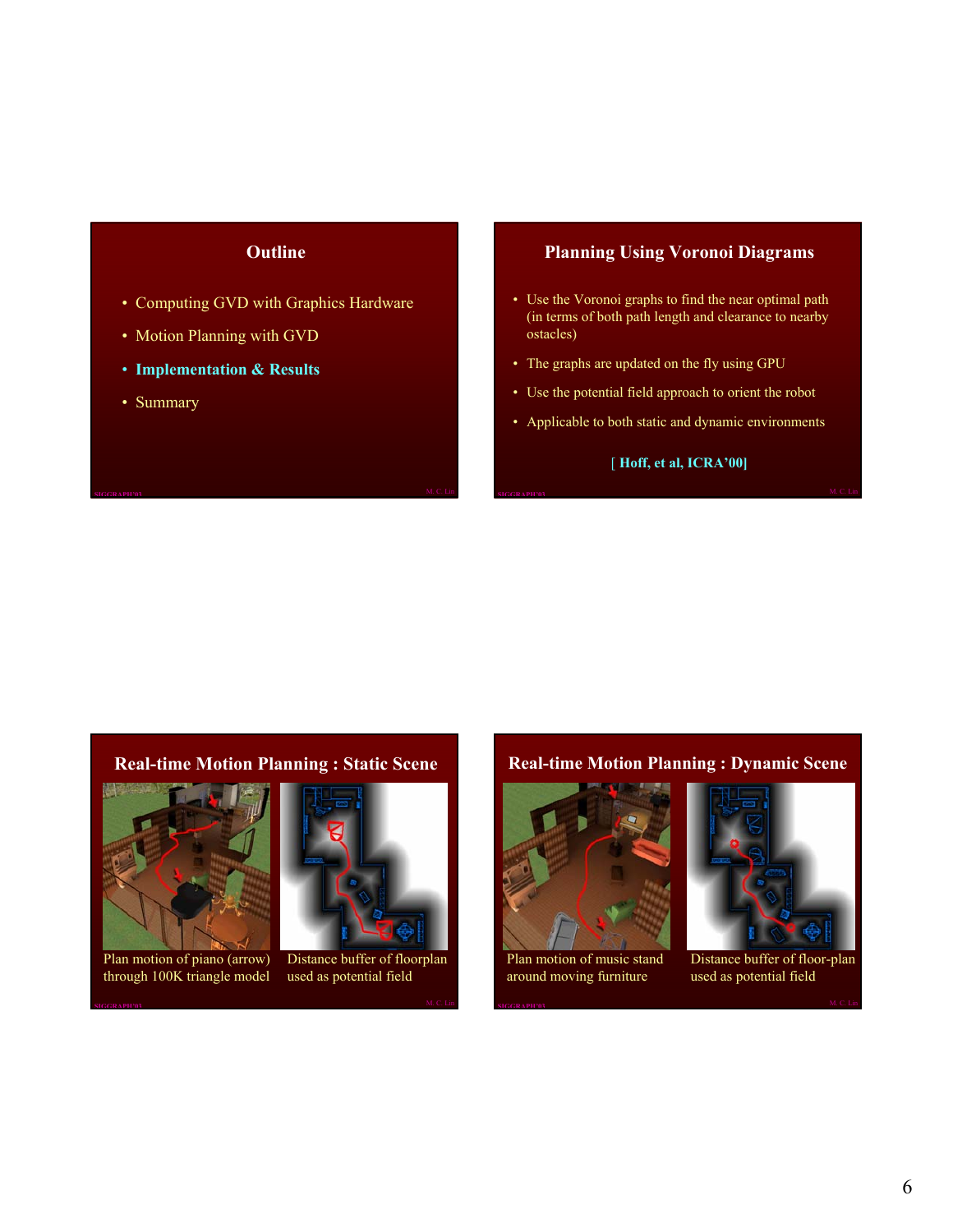## Outline

- Computing GVD with Graphics Hardware
- Motion Planning with GVD
- **Implementation & Results**
- Summary

## Planning Using Voronoi Diagrams

- Use the Voronoi graphs to find the near optimal path (in terms of both path length and clearance to nearby ostacles)
- The graphs are updated on the fly using GPU
- Use the potential field approach to orient the robot
- Applicable to both static and dynamic environments

[ **Hoff, et al, ICRA'00**]

## Real-time Motion Planning : Static Scene

Plan motion of piano (arrow) through 100K triangle model

Distance buffer of floorplan used as potential field

## Real-time Motion Planning : Dynamic Scene

Plan motion of music stand around moving furniture

Distance buffer of floor-plan used as potential field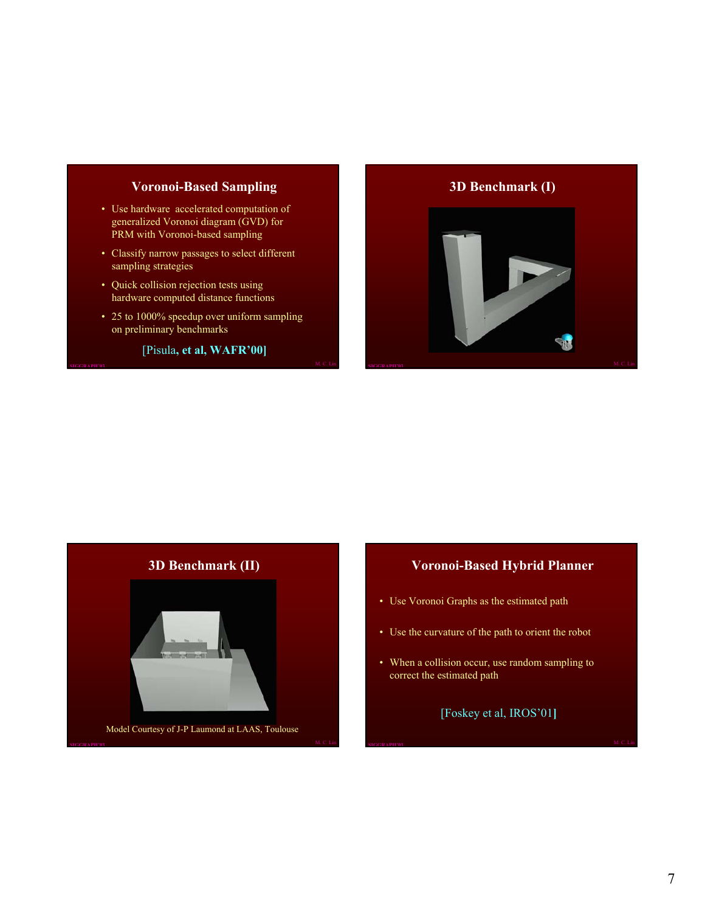## Voronoi-Based Sampling

- Use hardware accelerated computation of generalized Voronoi diagram (GVD) for PRM with Voronoi-based sampling
- Classify narrow passages to select different sampling strategies
- Quick collision rejection tests using hardware computed distance functions
- 25 to 1000% speedup over uniform sampling on preliminary benchmarks

[Pisula, et al, WAFR'00]

## 3D Benchmark (I)

## 3D Benchmark (II)

Model Courtesy of J-P Laumond at LAAS, Toulouse

## Voronoi-Based Hybrid Planner

- Use Voronoi Graphs as the estimated path
- Use the curvature of the path to orient the robot
- When a collision occur, use random sampling to correct the estimated path

[Foskey et al, IROS'01]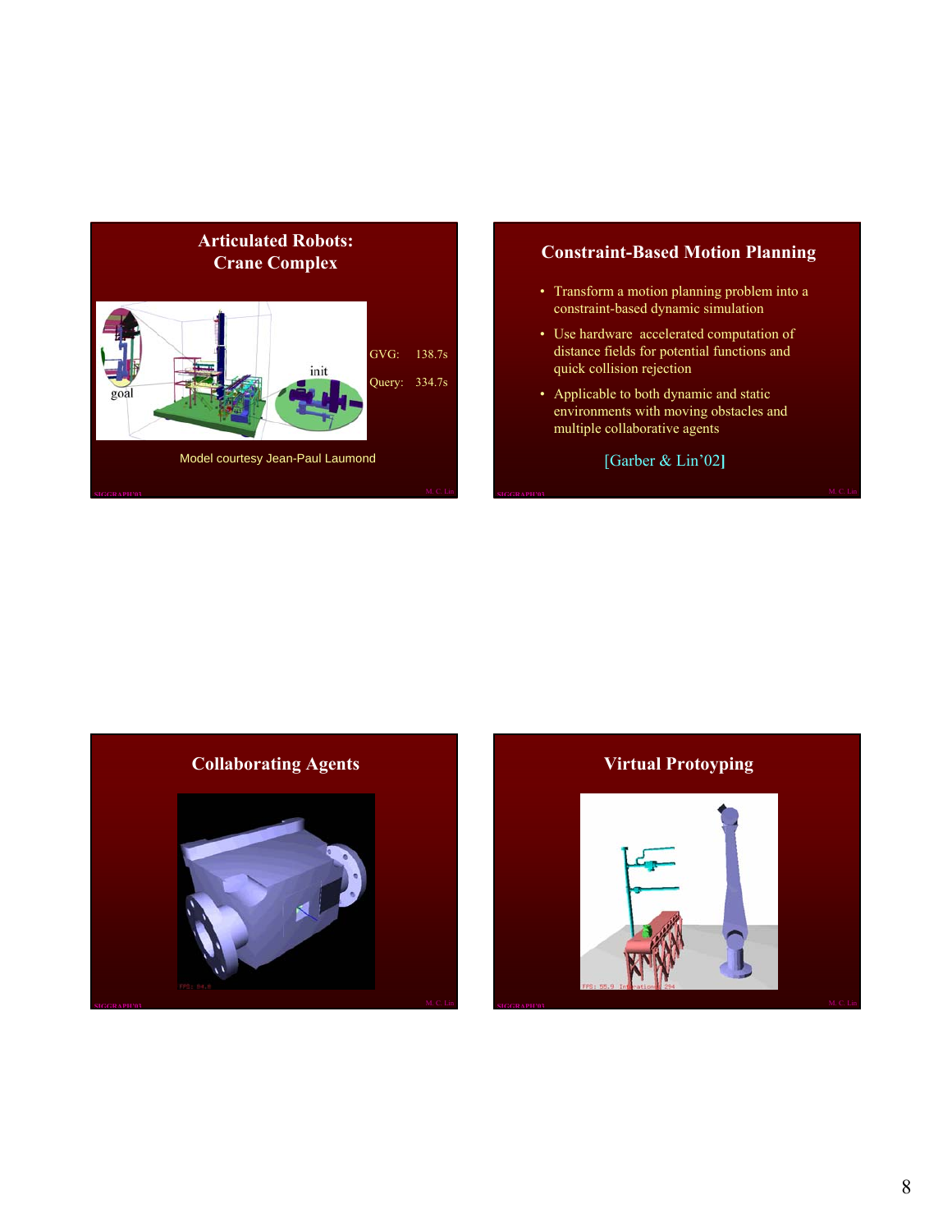## Articulated Robots: Crane Complex

goal

init

GVG: 138.7s

Query: 334.7s

Model courtesy Jean-Paul Laumond

## Constraint-Based Motion Planning

- Transform a motion planning problem into a constraint-based dynamic simulation
- Use hardware accelerated computation of distance fields for potential functions and quick collision rejection
- Applicable to both dynamic and static environments with moving obstacles and multiple collaborative agents

[Garber & Lin'02]

## Collaborating Agents

## Virtual Protoyping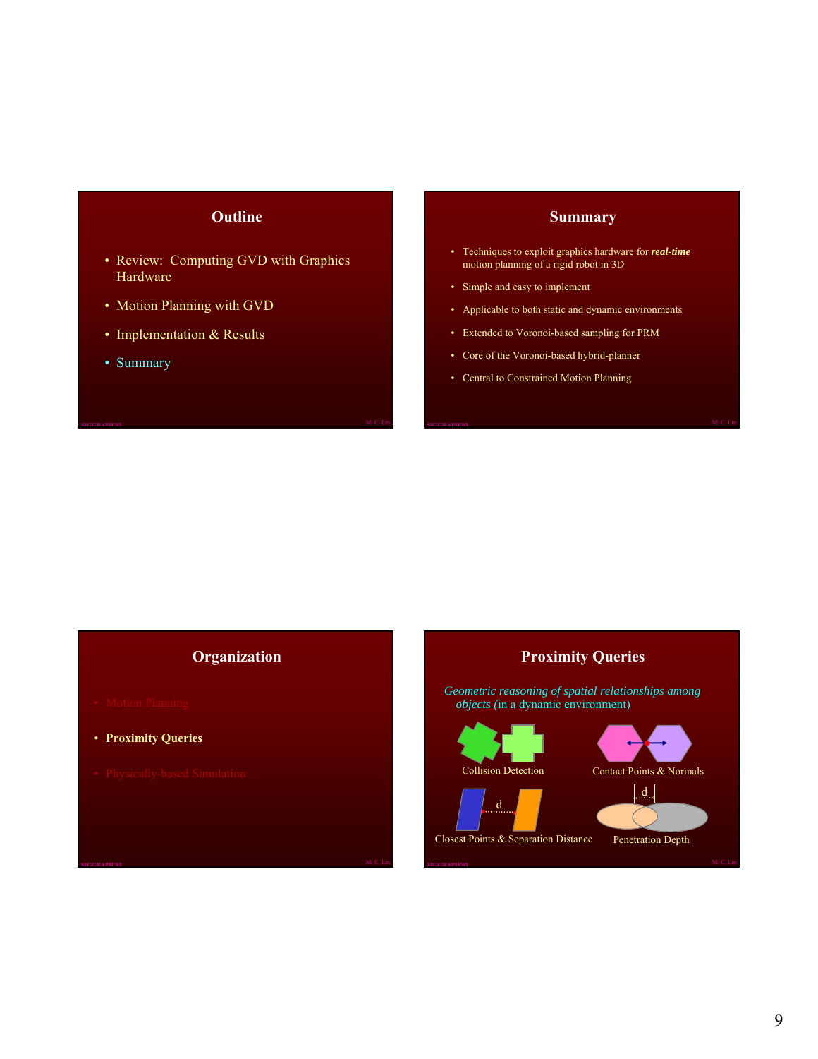## Outline

- Review: Computing GVD with Graphics Hardware
- Motion Planning with GVD
- Implementation & Results
- Summary

## Summary

- Techniques to exploit graphics hardware for ***real-time*** motion planning of a rigid robot in 3D
- Simple and easy to implement
- Applicable to both static and dynamic environments
- Extended to Voronoi-based sampling for PRM
- Core of the Voronoi-based hybrid-planner
- Central to Constrained Motion Planning

## Organization

- Motion Planning
- **Proximity Queries**
- Physically-based Simulation

## Proximity Queries

*Geometric reasoning of spatial relationships among objects* (in a dynamic environment)

Collision Detection

Contact Points & Normals

Closest Points & Separation Distance

Penetration Depth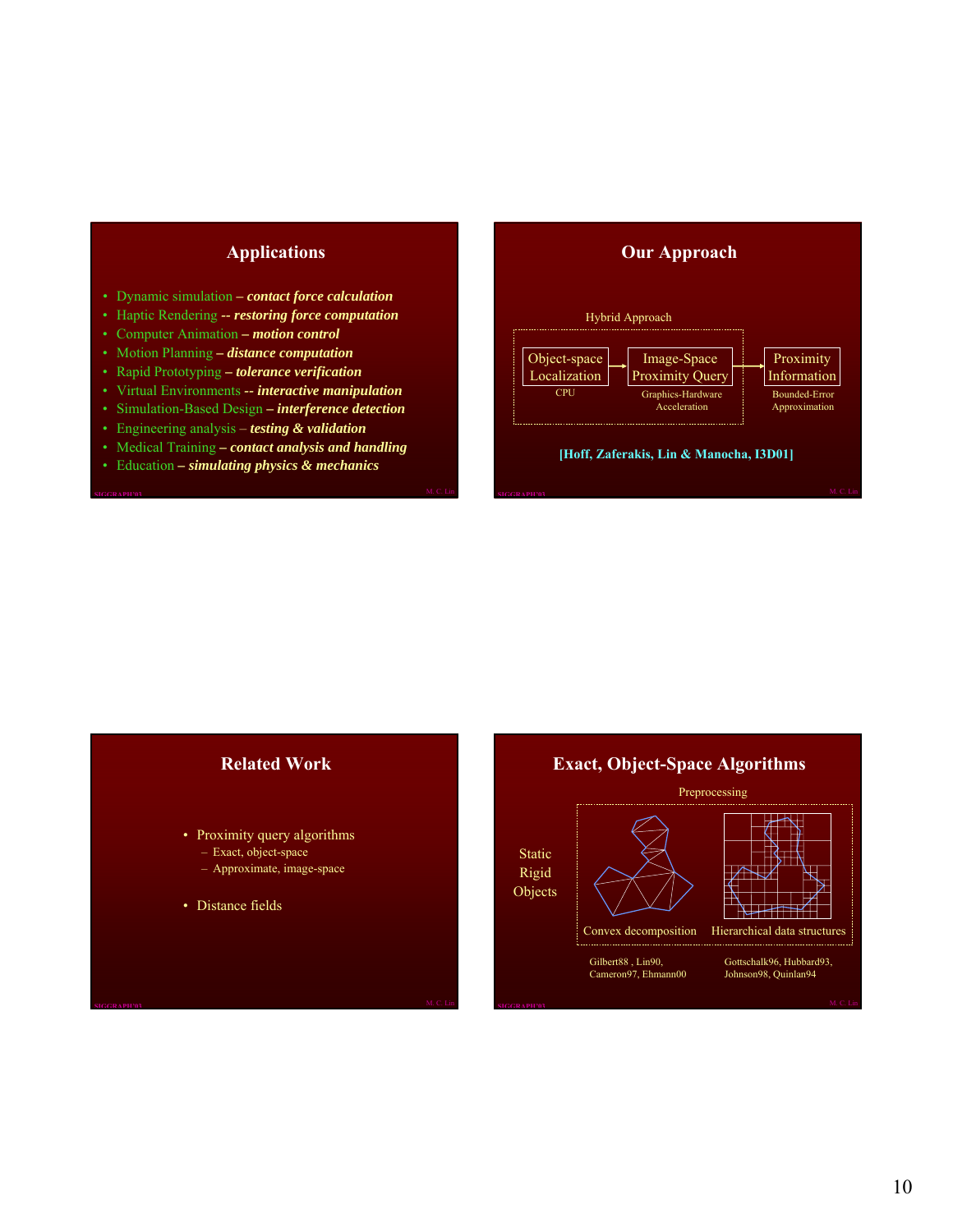## Applications

- Dynamic simulation – ***contact force calculation***
- Haptic Rendering -- ***restoring force computation***
- Computer Animation – ***motion control***
- Motion Planning – ***distance computation***
- Rapid Prototyping – ***tolerance verification***
- Virtual Environments -- ***interactive manipulation***
- Simulation-Based Design – ***interference detection***
- Engineering analysis – ***testing & validation***
- Medical Training – ***contact analysis and handling***
- Education – ***simulating physics & mechanics***

## Our Approach

Hybrid Approach

Object-space Localization (CPU) → Image-Space Proximity Query (Graphics-Hardware Acceleration) → Proximity Information (Bounded-Error Approximation)

**[Hoff, Zaferakis, Lin & Manocha, I3D01]**

## Related Work

- Proximity query algorithms
  - Exact, object-space
  - Approximate, image-space
- Distance fields

## Exact, Object-Space Algorithms

Static Rigid Objects

Preprocessing

Convex decomposition — Gilbert88 , Lin90, Cameron97, Ehmann00

Hierarchical data structures — Gottschalk96, Hubbard93, Johnson98, Quinlan94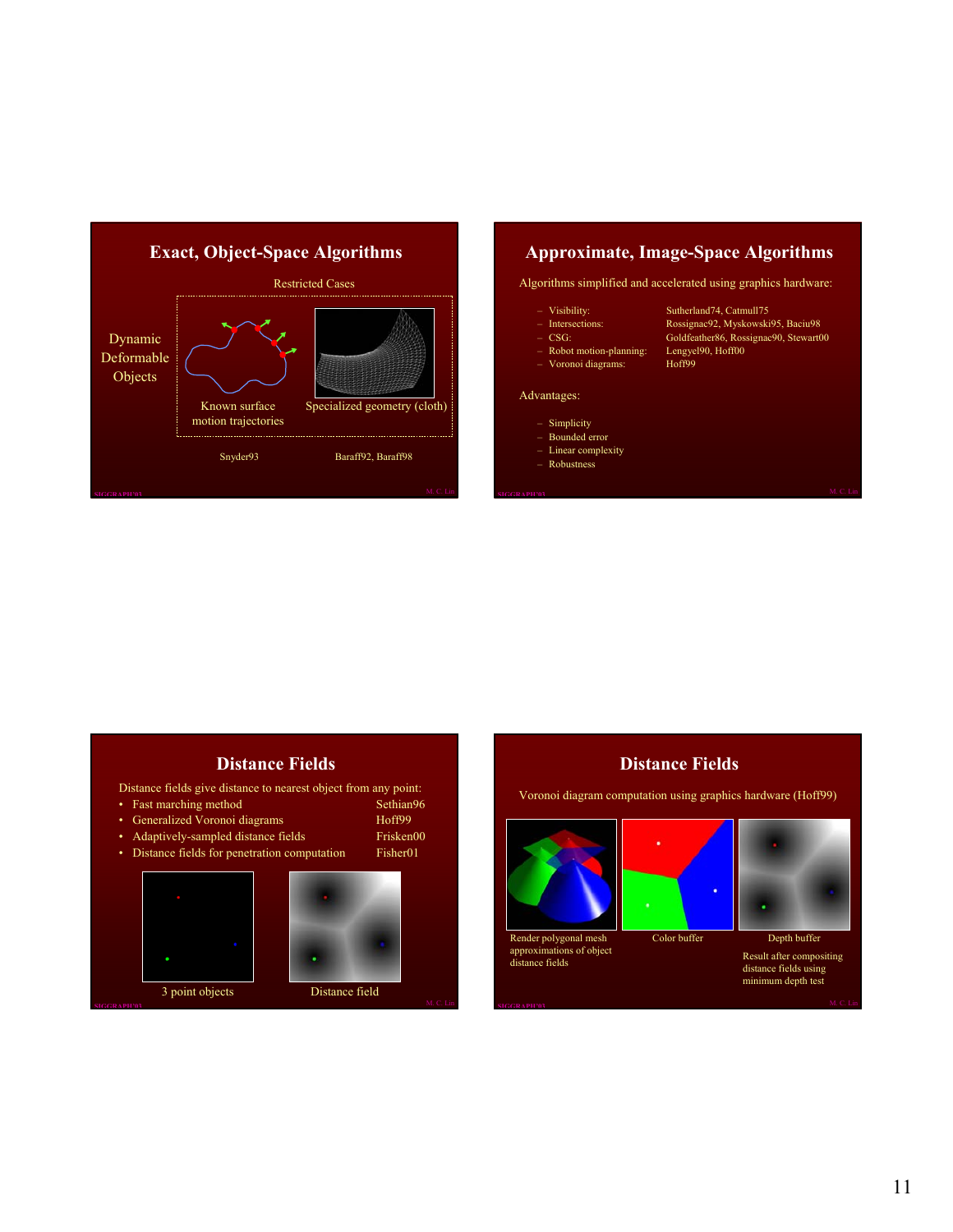## Exact, Object-Space Algorithms

Restricted Cases

Dynamic Deformable Objects

Known surface motion trajectories

Specialized geometry (cloth)

Snyder93

Baraff92, Baraff98

## Approximate, Image-Space Algorithms

Algorithms simplified and accelerated using graphics hardware:

- Visibility: Sutherland74, Catmull75
- Intersections: Rossignac92, Myskowski95, Baciu98
- CSG: Goldfeather86, Rossignac90, Stewart00
- Robot motion-planning: Lengyel90, Hoff00
- Voronoi diagrams: Hoff99

Advantages:

- Simplicity
- Bounded error
- Linear complexity
- Robustness

## Distance Fields

Distance fields give distance to nearest object from any point:

- Fast marching method — Sethian96
- Generalized Voronoi diagrams — Hoff99
- Adaptively-sampled distance fields — Frisken00
- Distance fields for penetration computation — Fisher01

3 point objects

Distance field

## Distance Fields

Voronoi diagram computation using graphics hardware (Hoff99)

Render polygonal mesh approximations of object distance fields

Color buffer

Depth buffer

Result after compositing distance fields using minimum depth test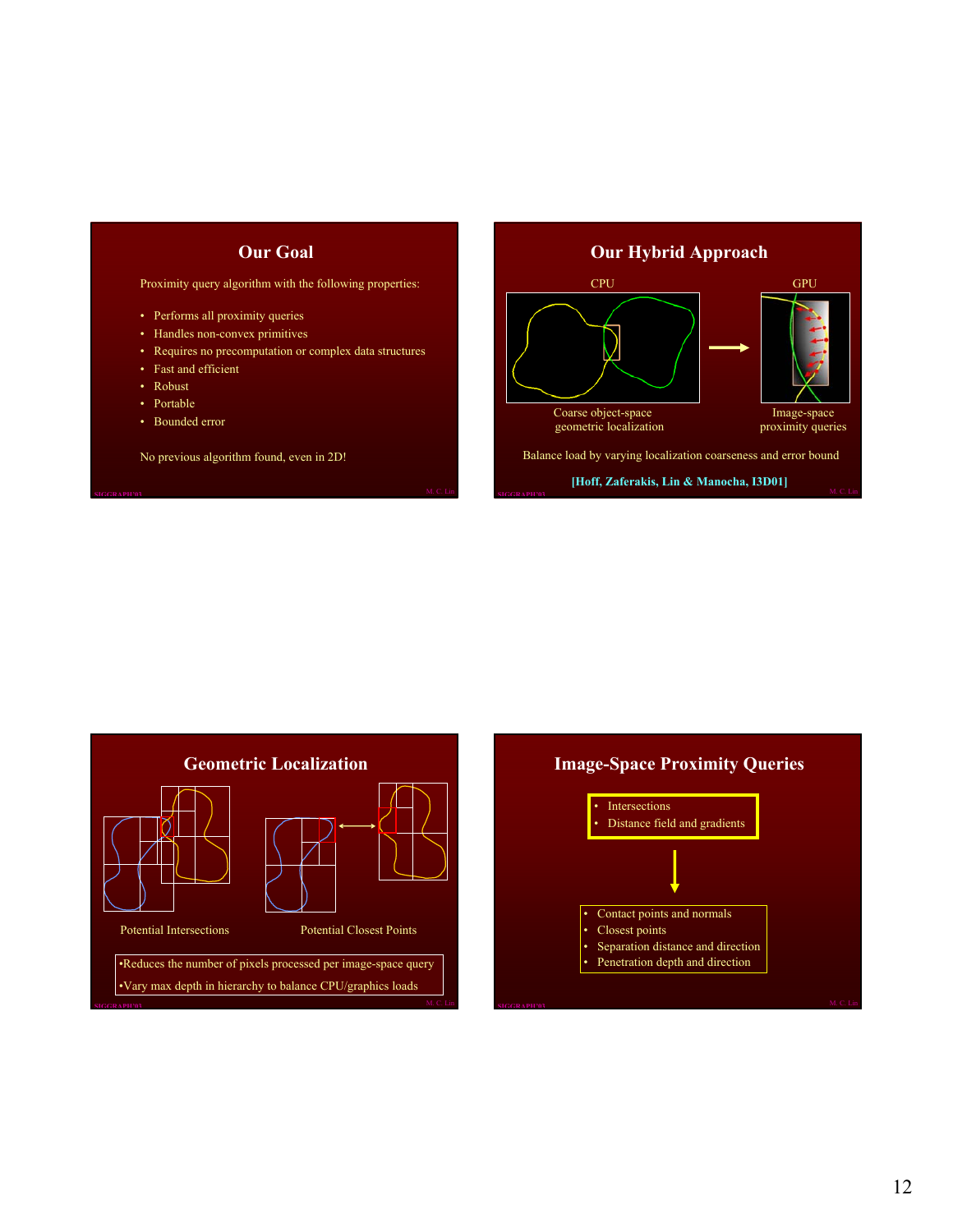## Our Goal

Proximity query algorithm with the following properties:

- Performs all proximity queries
- Handles non-convex primitives
- Requires no precomputation or complex data structures
- Fast and efficient
- Robust
- Portable
- Bounded error

No previous algorithm found, even in 2D!

## Our Hybrid Approach

CPU → GPU

Coarse object-space geometric localization

Image-space proximity queries

Balance load by varying localization coarseness and error bound

[Hoff, Zaferakis, Lin & Manocha, I3D01]

## Geometric Localization

Potential Intersections

Potential Closest Points

- Reduces the number of pixels processed per image-space query
- Vary max depth in hierarchy to balance CPU/graphics loads

## Image-Space Proximity Queries

- Intersections
- Distance field and gradients

↓

- Contact points and normals
- Closest points
- Separation distance and direction
- Penetration depth and direction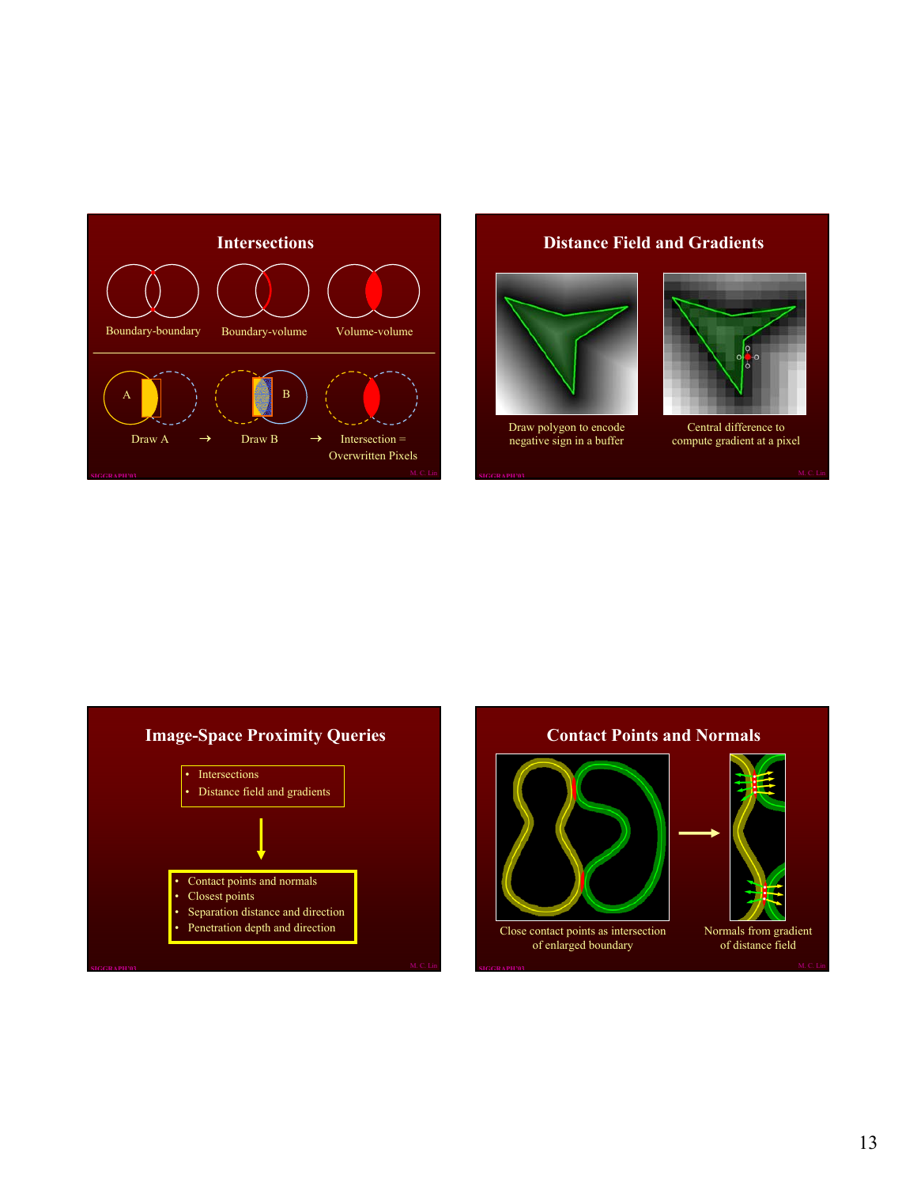## Intersections

Boundary-boundary | Boundary-volume | Volume-volume

Draw A → Draw B → Intersection = Overwritten Pixels

## Distance Field and Gradients

Draw polygon to encode negative sign in a buffer

Central difference to compute gradient at a pixel

## Image-Space Proximity Queries

- Intersections
- Distance field and gradients

↓

- Contact points and normals
- Closest points
- Separation distance and direction
- Penetration depth and direction

## Contact Points and Normals

Close contact points as intersection of enlarged boundary

Normals from gradient of distance field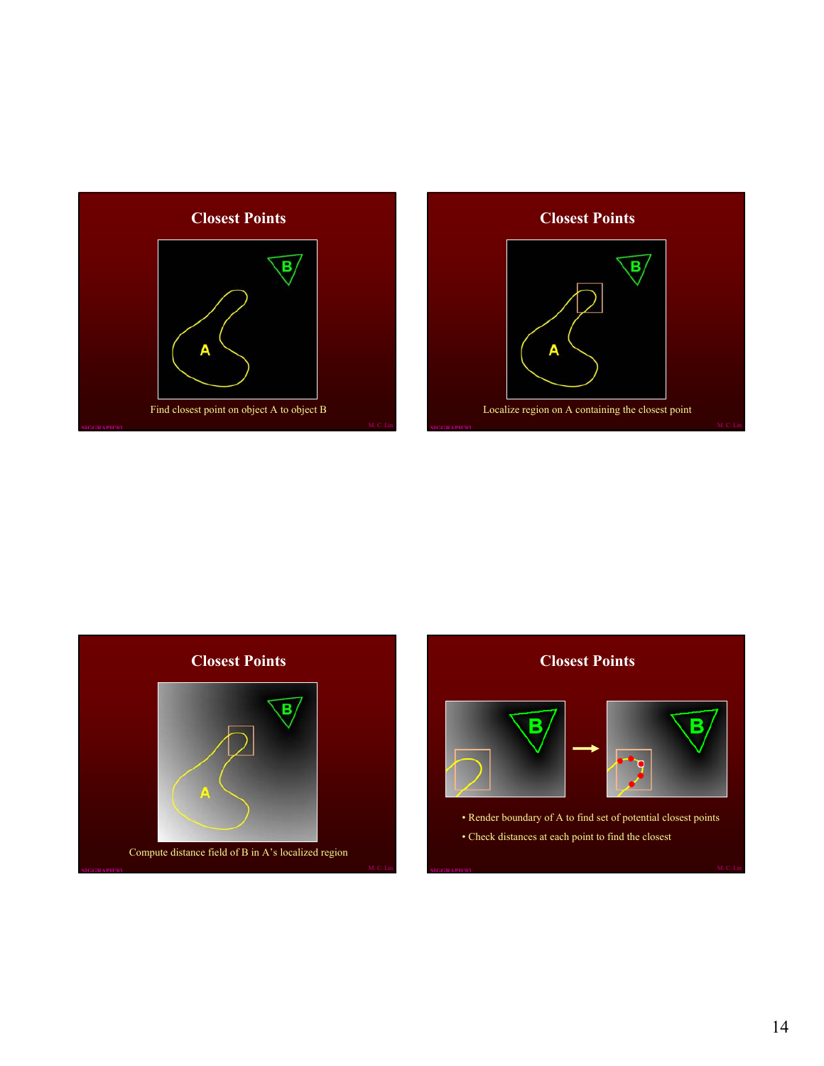## Closest Points

Find closest point on object A to object B

## Closest Points

Localize region on A containing the closest point

## Closest Points

Compute distance field of B in A's localized region

## Closest Points

- Render boundary of A to find set of potential closest points
- Check distances at each point to find the closest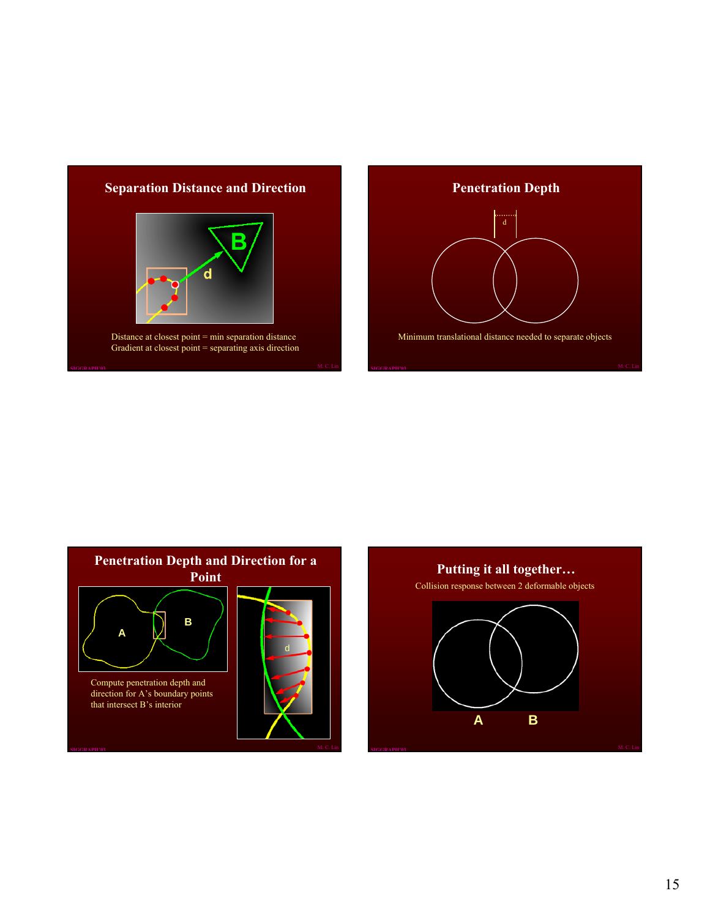## Separation Distance and Direction

Distance at closest point = min separation distance
Gradient at closest point = separating axis direction

## Penetration Depth

Minimum translational distance needed to separate objects

## Penetration Depth and Direction for a Point

Compute penetration depth and direction for A's boundary points that intersect B's interior

## Putting it all together…

Collision response between 2 deformable objects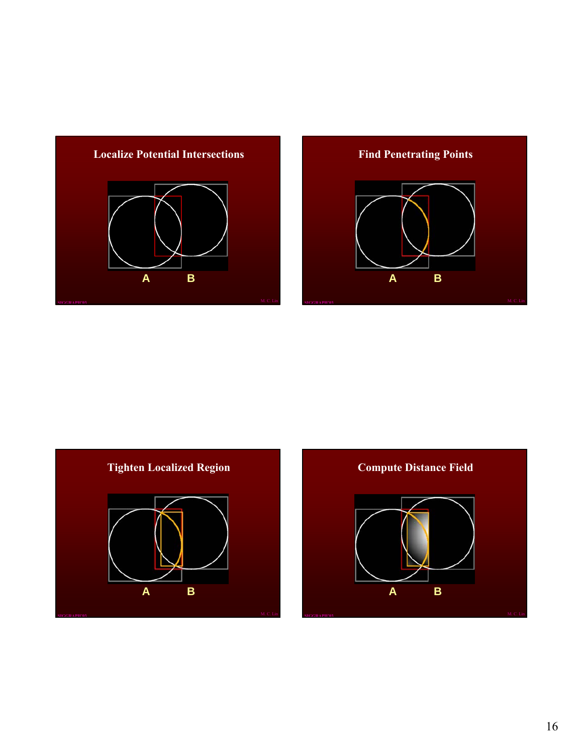## Localize Potential Intersections

A B

## Find Penetrating Points

A B

## Tighten Localized Region

A B

## Compute Distance Field

A B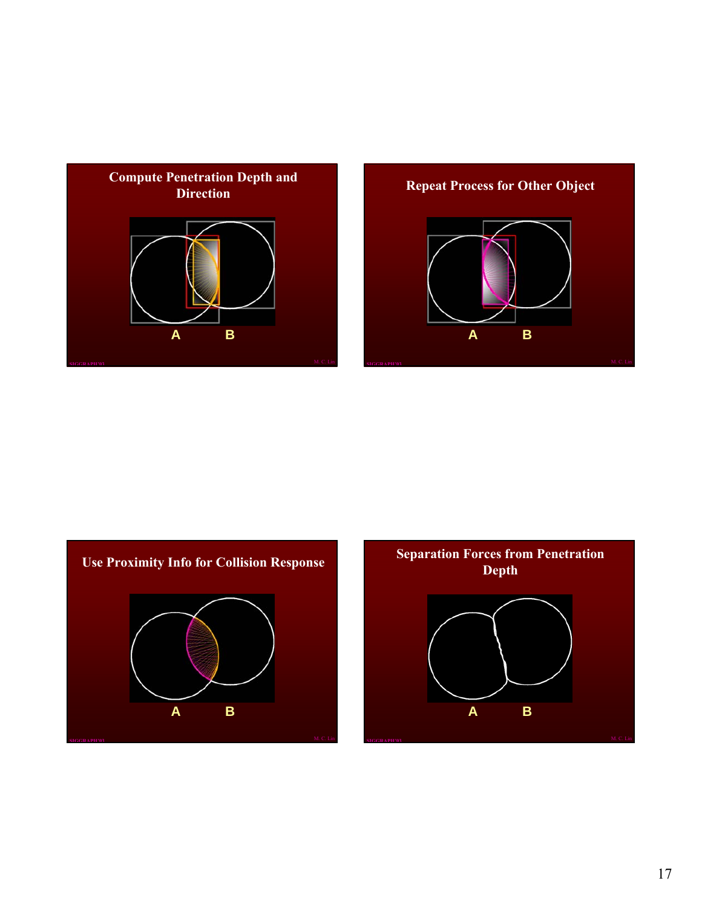## Compute Penetration Depth and Direction

A B

## Repeat Process for Other Object

A B

## Use Proximity Info for Collision Response

A B

## Separation Forces from Penetration Depth

A B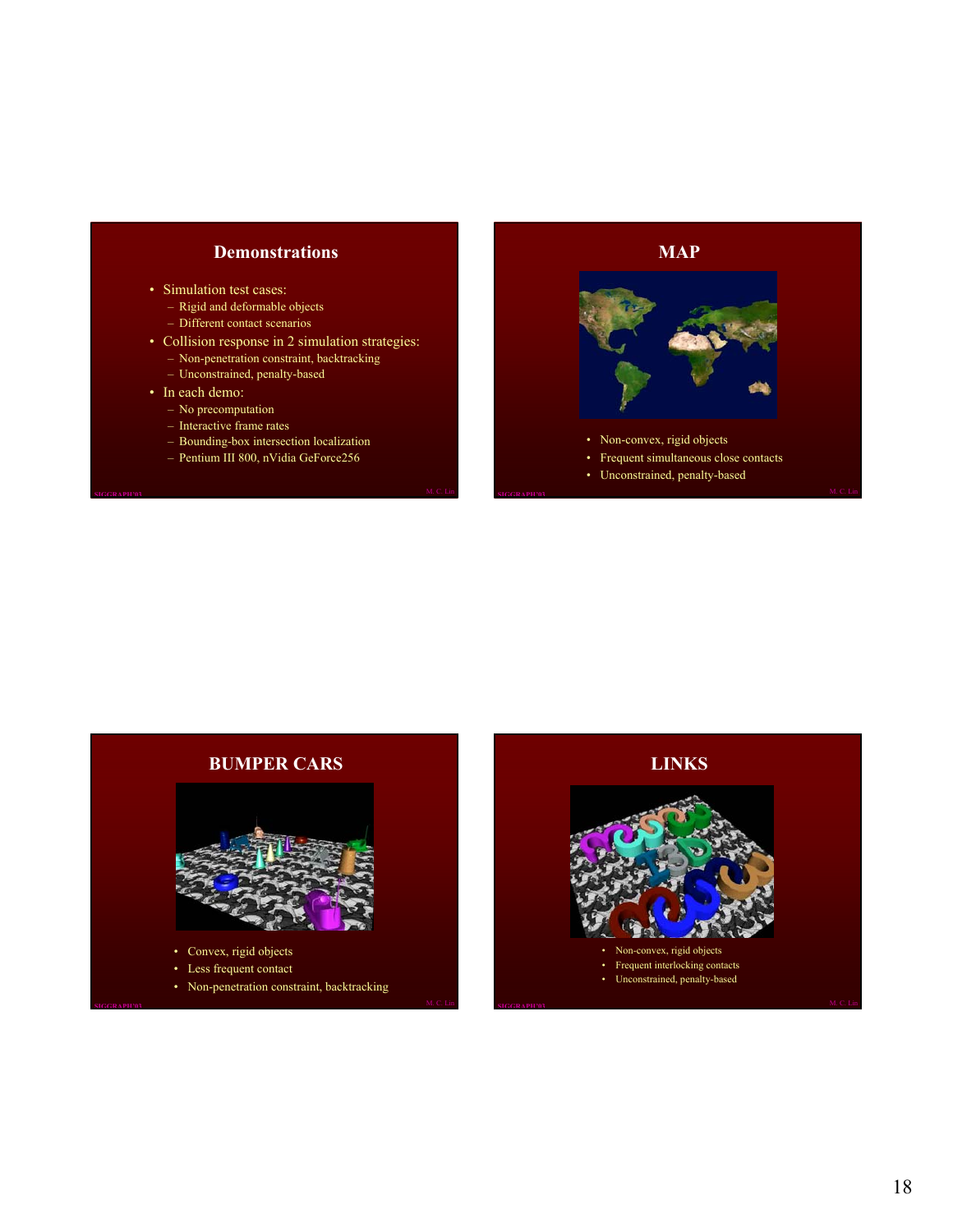## Demonstrations

- Simulation test cases:
  - Rigid and deformable objects
  - Different contact scenarios
- Collision response in 2 simulation strategies:
  - Non-penetration constraint, backtracking
  - Unconstrained, penalty-based
- In each demo:
  - No precomputation
  - Interactive frame rates
  - Bounding-box intersection localization
  - Pentium III 800, nVidia GeForce256

## MAP

- Non-convex, rigid objects
- Frequent simultaneous close contacts
- Unconstrained, penalty-based

## BUMPER CARS

- Convex, rigid objects
- Less frequent contact
- Non-penetration constraint, backtracking

## LINKS

- Non-convex, rigid objects
- Frequent interlocking contacts
- Unconstrained, penalty-based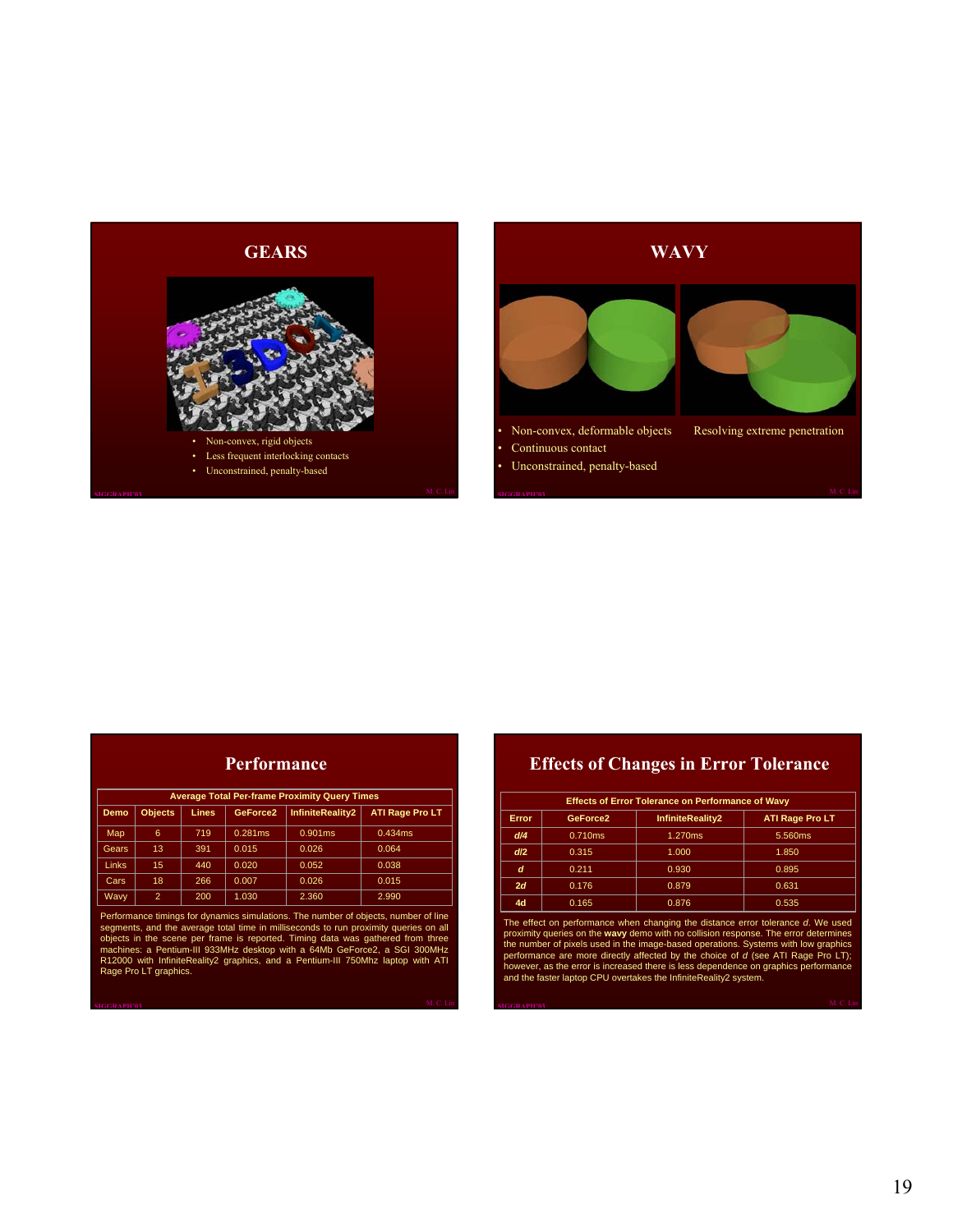## GEARS

- Non-convex, rigid objects
- Less frequent interlocking contacts
- Unconstrained, penalty-based

## WAVY

- Non-convex, deformable objects
- Continuous contact
- Unconstrained, penalty-based

Resolving extreme penetration

## Performance

**Average Total Per-frame Proximity Query Times**

| Demo | Objects | Lines | GeForce2 | InfiniteReality2 | ATI Rage Pro LT |
|---|---|---|---|---|---|
| Map | 6 | 719 | 0.281ms | 0.901ms | 0.434ms |
| Gears | 13 | 391 | 0.015 | 0.026 | 0.064 |
| Links | 15 | 440 | 0.020 | 0.052 | 0.038 |
| Cars | 18 | 266 | 0.007 | 0.026 | 0.015 |
| Wavy | 2 | 200 | 1.030 | 2.360 | 2.990 |

Performance timings for dynamics simulations. The number of objects, number of line segments, and the average total time in milliseconds to run proximity queries on all objects in the scene per frame is reported. Timing data was gathered from three machines: a Pentium-III 933MHz desktop with a 64Mb GeForce2, a SGI 300MHz R12000 with InfiniteReality2 graphics, and a Pentium-III 750Mhz laptop with ATI Rage Pro LT graphics.

## Effects of Changes in Error Tolerance

**Effects of Error Tolerance on Performance of Wavy**

| Error | GeForce2 | InfiniteReality2 | ATI Rage Pro LT |
|---|---|---|---|
| *d/4* | 0.710ms | 1.270ms | 5.560ms |
| *d/2* | 0.315 | 1.000 | 1.850 |
| *d* | 0.211 | 0.930 | 0.895 |
| *2d* | 0.176 | 0.879 | 0.631 |
| *4d* | 0.165 | 0.876 | 0.535 |

The effect on performance when changing the distance error tolerance *d*. We used proximity queries on the **wavy** demo with no collision response. The error determines the number of pixels used in the image-based operations. Systems with low graphics performance are more directly affected by the choice of *d* (see ATI Rage Pro LT); however, as the error is increased there is less dependence on graphics performance and the faster laptop CPU overtakes the InfiniteReality2 system.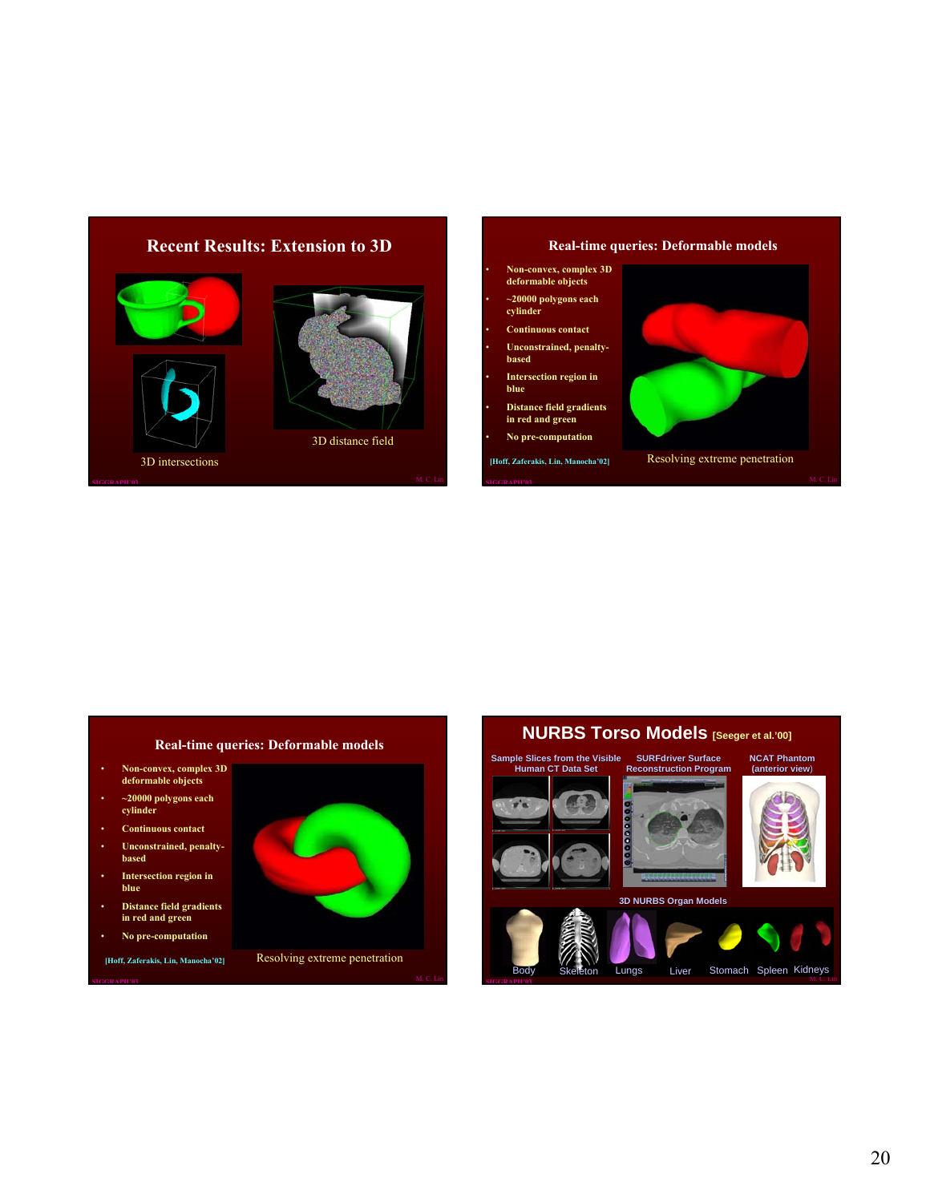## Recent Results: Extension to 3D

3D intersections

3D distance field

## Real-time queries: Deformable models

- Non-convex, complex 3D deformable objects
- ~20000 polygons each cylinder
- Continuous contact
- Unconstrained, penalty-based
- Intersection region in blue
- Distance field gradients in red and green
- No pre-computation

[Hoff, Zaferakis, Lin, Manocha'02]

Resolving extreme penetration

## Real-time queries: Deformable models

- Non-convex, complex 3D deformable objects
- ~20000 polygons each cylinder
- Continuous contact
- Unconstrained, penalty-based
- Intersection region in blue
- Distance field gradients in red and green
- No pre-computation

[Hoff, Zaferakis, Lin, Manocha'02]

Resolving extreme penetration

## NURBS Torso Models [Seeger et al.'00]

Sample Slices from the Visible Human CT Data Set

SURFdriver Surface Reconstruction Program

NCAT Phantom (anterior view)

3D NURBS Organ Models

Body, Skeleton, Lungs, Liver, Stomach, Spleen, Kidneys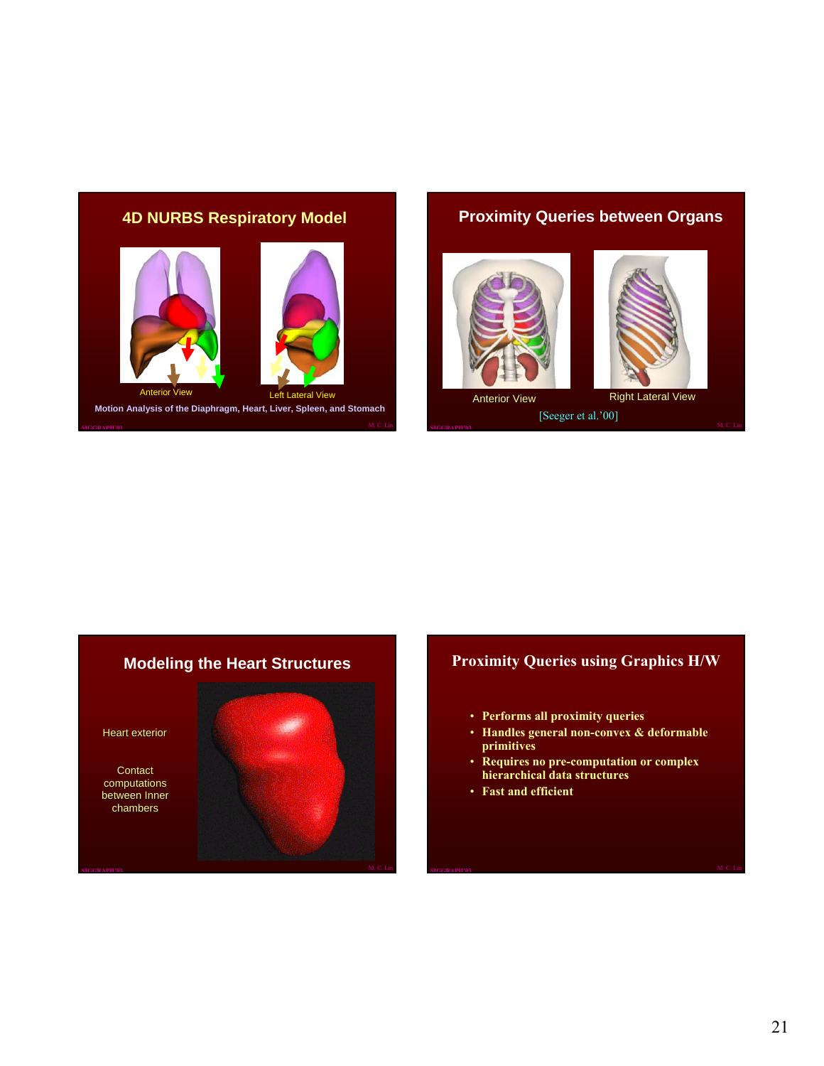## 4D NURBS Respiratory Model

Anterior View

Left Lateral View

Motion Analysis of the Diaphragm, Heart, Liver, Spleen, and Stomach

## Proximity Queries between Organs

Anterior View

Right Lateral View

[Seeger et al.'00]

## Modeling the Heart Structures

Heart exterior

Contact computations between Inner chambers

## Proximity Queries using Graphics H/W

- Performs all proximity queries
- Handles general non-convex & deformable primitives
- Requires no pre-computation or complex hierarchical data structures
- Fast and efficient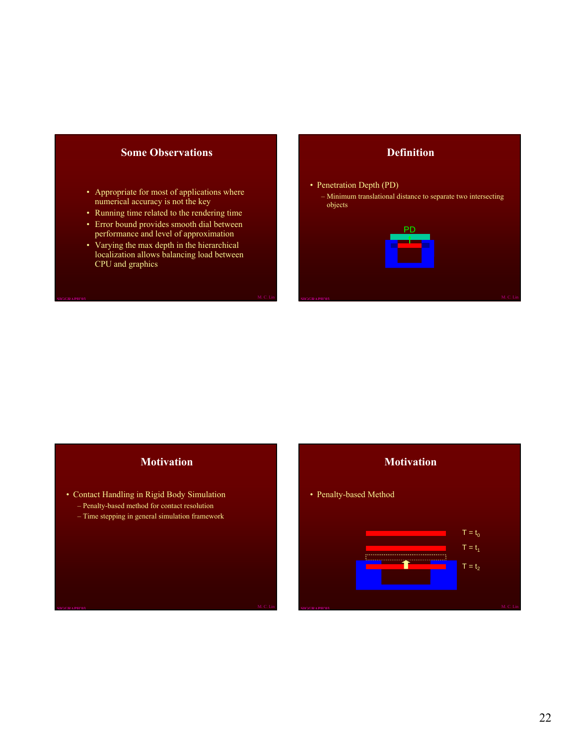## Some Observations

- Appropriate for most of applications where numerical accuracy is not the key
- Running time related to the rendering time
- Error bound provides smooth dial between performance and level of approximation
- Varying the max depth in the hierarchical localization allows balancing load between CPU and graphics

## Definition

- Penetration Depth (PD)
  - Minimum translational distance to separate two intersecting objects

PD

## Motivation

- Contact Handling in Rigid Body Simulation
  - Penalty-based method for contact resolution
  - Time stepping in general simulation framework

## Motivation

- Penalty-based Method

$T = t_0$

$T = t_1$

$T = t_2$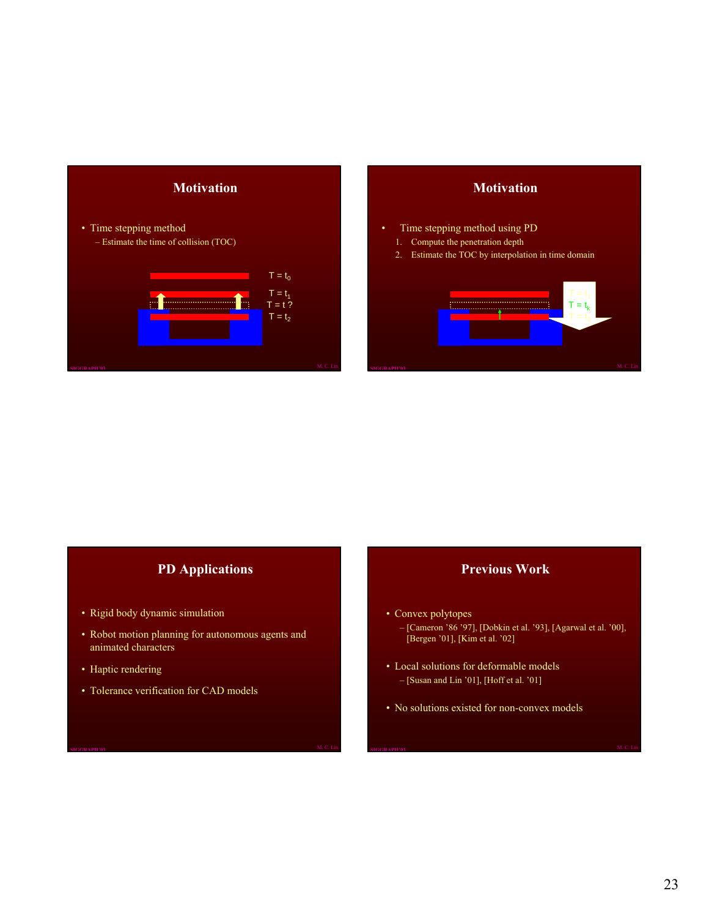## Motivation

- Time stepping method
  - Estimate the time of collision (TOC)

$T = t_0$

$T = t_1$

$T = t$ ?

$T = t_2$

## Motivation

- Time stepping method using PD
  1. Compute the penetration depth
  2. Estimate the TOC by interpolation in time domain

$T = t_1$

$T = t_k$

$T = t_2$

## PD Applications

- Rigid body dynamic simulation
- Robot motion planning for autonomous agents and animated characters
- Haptic rendering
- Tolerance verification for CAD models

## Previous Work

- Convex polytopes
  - [Cameron '86 '97], [Dobkin et al. '93], [Agarwal et al. '00], [Bergen '01], [Kim et al. '02]
- Local solutions for deformable models
  - [Susan and Lin '01], [Hoff et al. '01]
- No solutions existed for non-convex models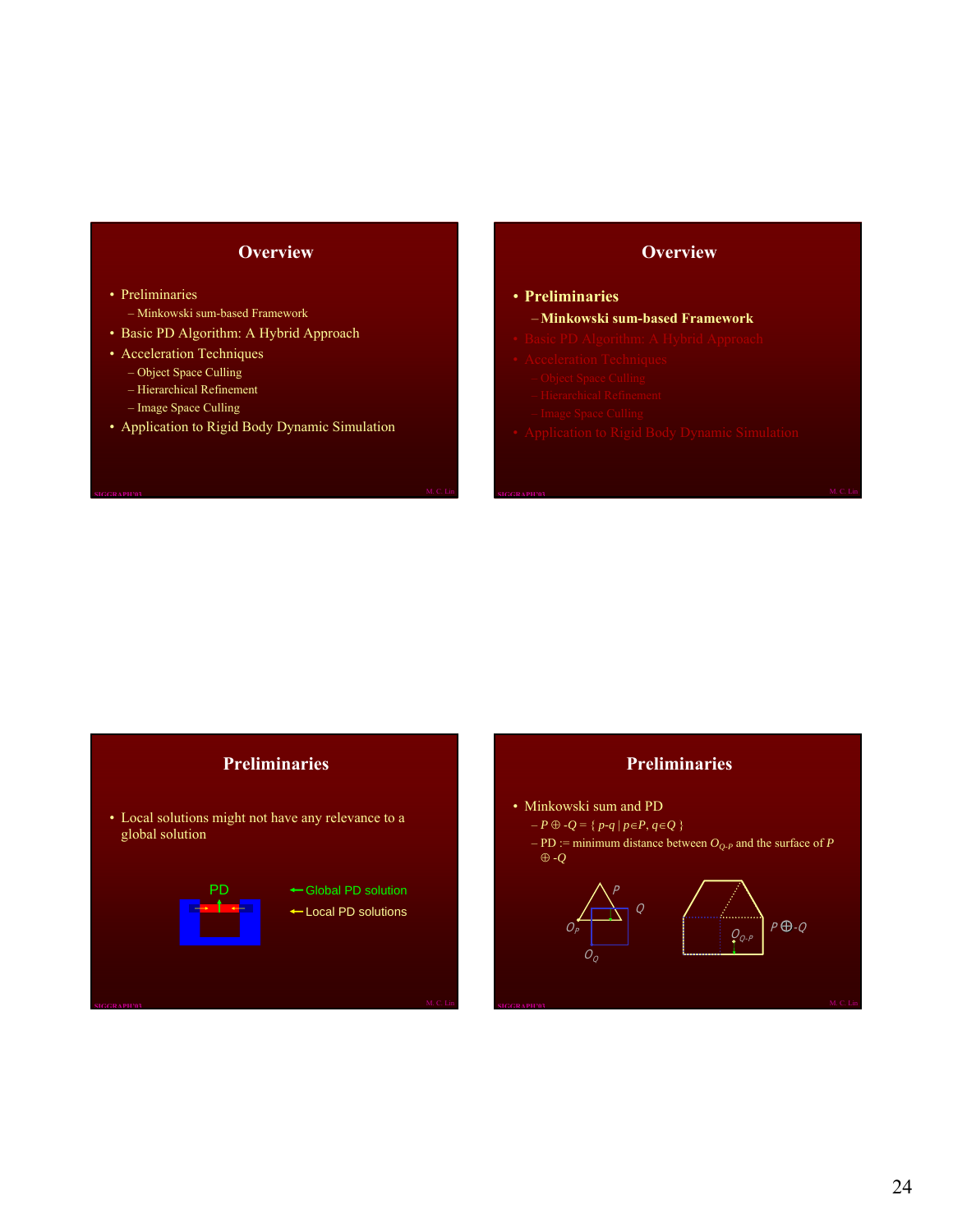## Overview

- Preliminaries
  - Minkowski sum-based Framework
- Basic PD Algorithm: A Hybrid Approach
- Acceleration Techniques
  - Object Space Culling
  - Hierarchical Refinement
  - Image Space Culling
- Application to Rigid Body Dynamic Simulation

## Overview

- **Preliminaries**
  - **Minkowski sum-based Framework**
- Basic PD Algorithm: A Hybrid Approach
- Acceleration Techniques
  - Object Space Culling
  - Hierarchical Refinement
  - Image Space Culling
- Application to Rigid Body Dynamic Simulation

## Preliminaries

- Local solutions might not have any relevance to a global solution

PD

← Global PD solution

← Local PD solutions

## Preliminaries

- Minkowski sum and PD
  - $P \oplus -Q = \{ p\text{-}q \mid p \in P, q \in Q \}$
  - PD := minimum distance between $O_{Q\text{-}P}$ and the surface of $P \oplus -Q$

$P$ $Q$ $O_P$ $O_Q$ $O_{Q\text{-}P}$ $P \oplus -Q$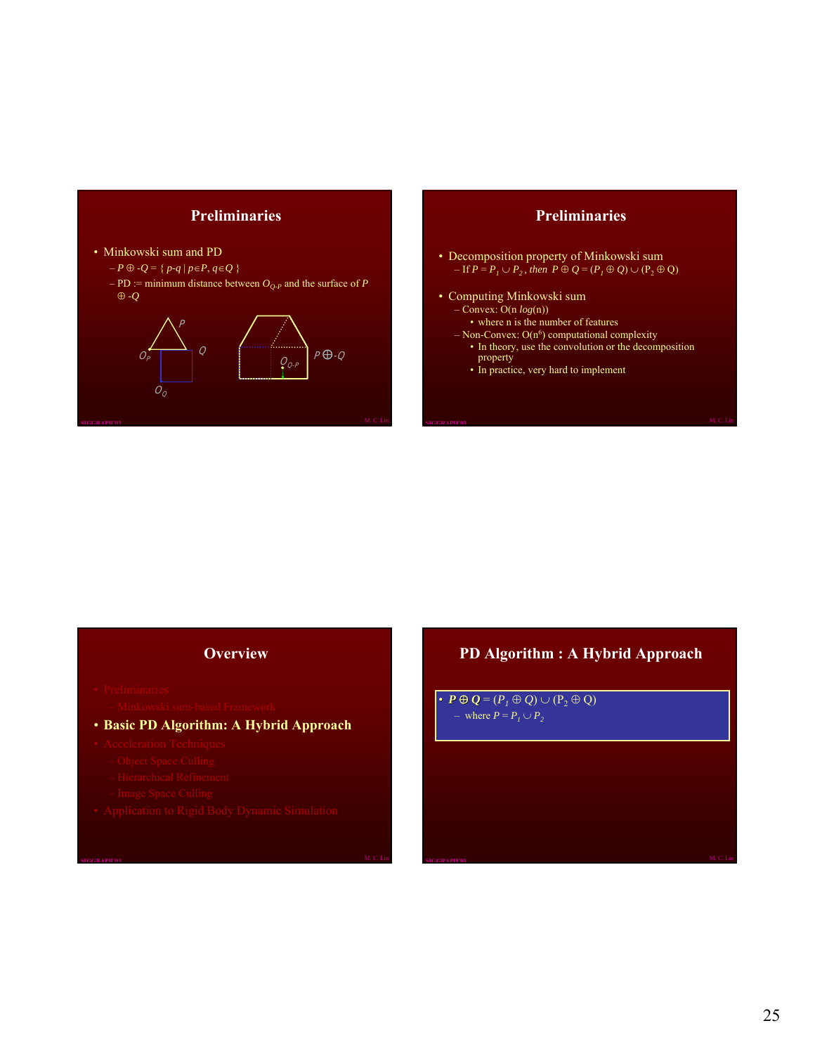## Preliminaries

- Minkowski sum and PD
  - $P \oplus -Q = \{ p\text{-}q \mid p \in P, q \in Q \}$
  - PD := minimum distance between $O_{Q\text{-}P}$ and the surface of $P \oplus -Q$

## Preliminaries

- Decomposition property of Minkowski sum
  - If $P = P_1 \cup P_2$, then $P \oplus Q = (P_1 \oplus Q) \cup (P_2 \oplus Q)$
- Computing Minkowski sum
  - Convex: O(n *log*(n))
    - where n is the number of features
  - Non-Convex: O($n^6$) computational complexity
    - In theory, use the convolution or the decomposition property
    - In practice, very hard to implement

## Overview

- Preliminaries
  - Minkowski sum-based Framework
- **Basic PD Algorithm: A Hybrid Approach**
- Acceleration Techniques
  - Object Space Culling
  - Hierarchical Refinement
  - Image Space Culling
- Application to Rigid Body Dynamic Simulation

## PD Algorithm : A Hybrid Approach

- $P \oplus Q = (P_1 \oplus Q) \cup (P_2 \oplus Q)$
  - where $P = P_1 \cup P_2$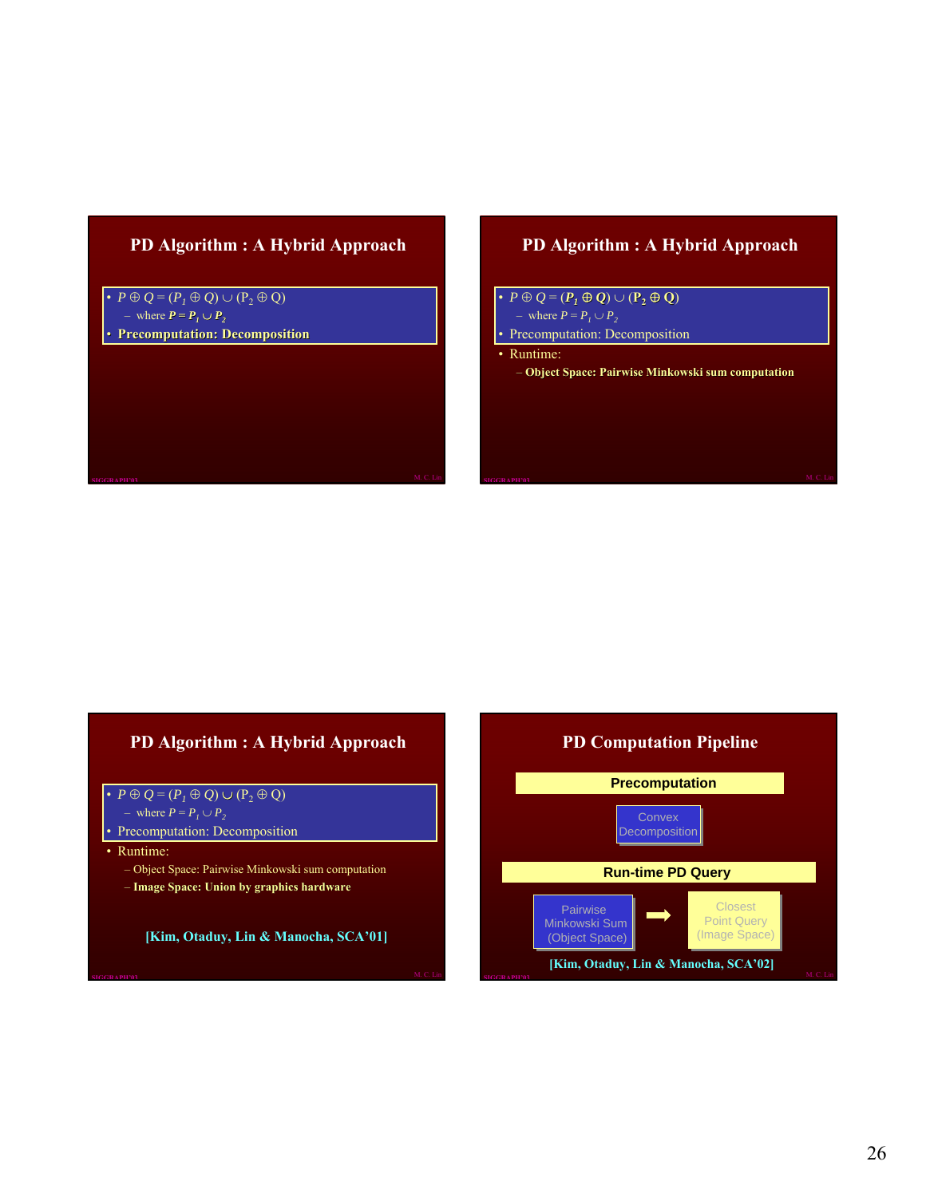## PD Algorithm : A Hybrid Approach

- $P \oplus Q = (P_1 \oplus Q) \cup (P_2 \oplus Q)$
  - where $P = P_1 \cup P_2$
- **Precomputation: Decomposition**

## PD Algorithm : A Hybrid Approach

- $P \oplus Q = (P_1 \oplus Q) \cup (P_2 \oplus Q)$
  - where $P = P_1 \cup P_2$
- Precomputation: Decomposition
- Runtime:
  - **Object Space: Pairwise Minkowski sum computation**

## PD Algorithm : A Hybrid Approach

- $P \oplus Q = (P_1 \oplus Q) \cup (P_2 \oplus Q)$
  - where $P = P_1 \cup P_2$
- Precomputation: Decomposition
- Runtime:
  - Object Space: Pairwise Minkowski sum computation
  - **Image Space: Union by graphics hardware**

**[Kim, Otaduy, Lin & Manocha, SCA'01]**

## PD Computation Pipeline

**Precomputation**

Convex Decomposition

**Run-time PD Query**

Pairwise Minkowski Sum (Object Space) → Closest Point Query (Image Space)

**[Kim, Otaduy, Lin & Manocha, SCA'02]**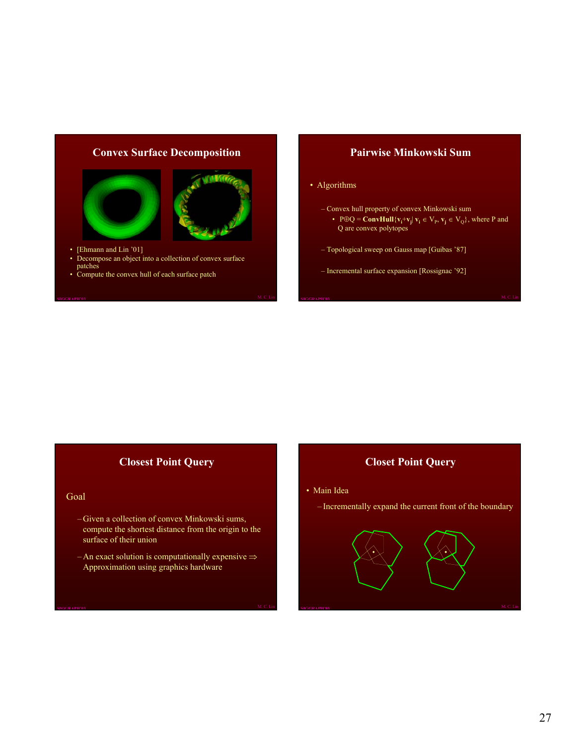## Convex Surface Decomposition

- [Ehmann and Lin '01]
- Decompose an object into a collection of convex surface patches
- Compute the convex hull of each surface patch

## Pairwise Minkowski Sum

- Algorithms
  - Convex hull property of convex Minkowski sum
    - $P \oplus Q = \textbf{ConvHull}\{\mathbf{v_i}+\mathbf{v_j} | \mathbf{v_i} \in V_P, \mathbf{v_j} \in V_Q\}$, where P and Q are convex polytopes
  - Topological sweep on Gauss map [Guibas '87]
  - Incremental surface expansion [Rossignac '92]

## Closest Point Query

Goal

- Given a collection of convex Minkowski sums, compute the shortest distance from the origin to the surface of their union
- An exact solution is computationally expensive ⇒ Approximation using graphics hardware

## Closet Point Query

- Main Idea
  - Incrementally expand the current front of the boundary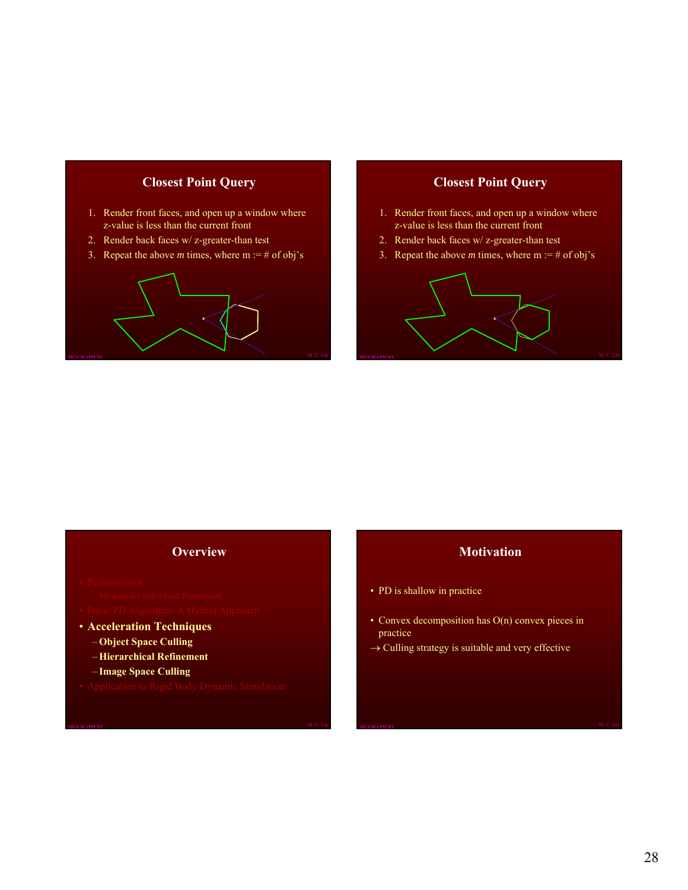## Closest Point Query

1. Render front faces, and open up a window where z-value is less than the current front
2. Render back faces w/ z-greater-than test
3. Repeat the above *m* times, where m := # of obj's

## Closest Point Query

1. Render front faces, and open up a window where z-value is less than the current front
2. Render back faces w/ z-greater-than test
3. Repeat the above *m* times, where m := # of obj's

## Overview

- Preliminaries
  - Minkowski sum-based Framework
- Basic PD Algorithm: A Hybrid Approach
- **Acceleration Techniques**
  - **Object Space Culling**
  - **Hierarchical Refinement**
  - **Image Space Culling**
- Application to Rigid Body Dynamic Simulation

## Motivation

- PD is shallow in practice
- Convex decomposition has O(n) convex pieces in practice

→ Culling strategy is suitable and very effective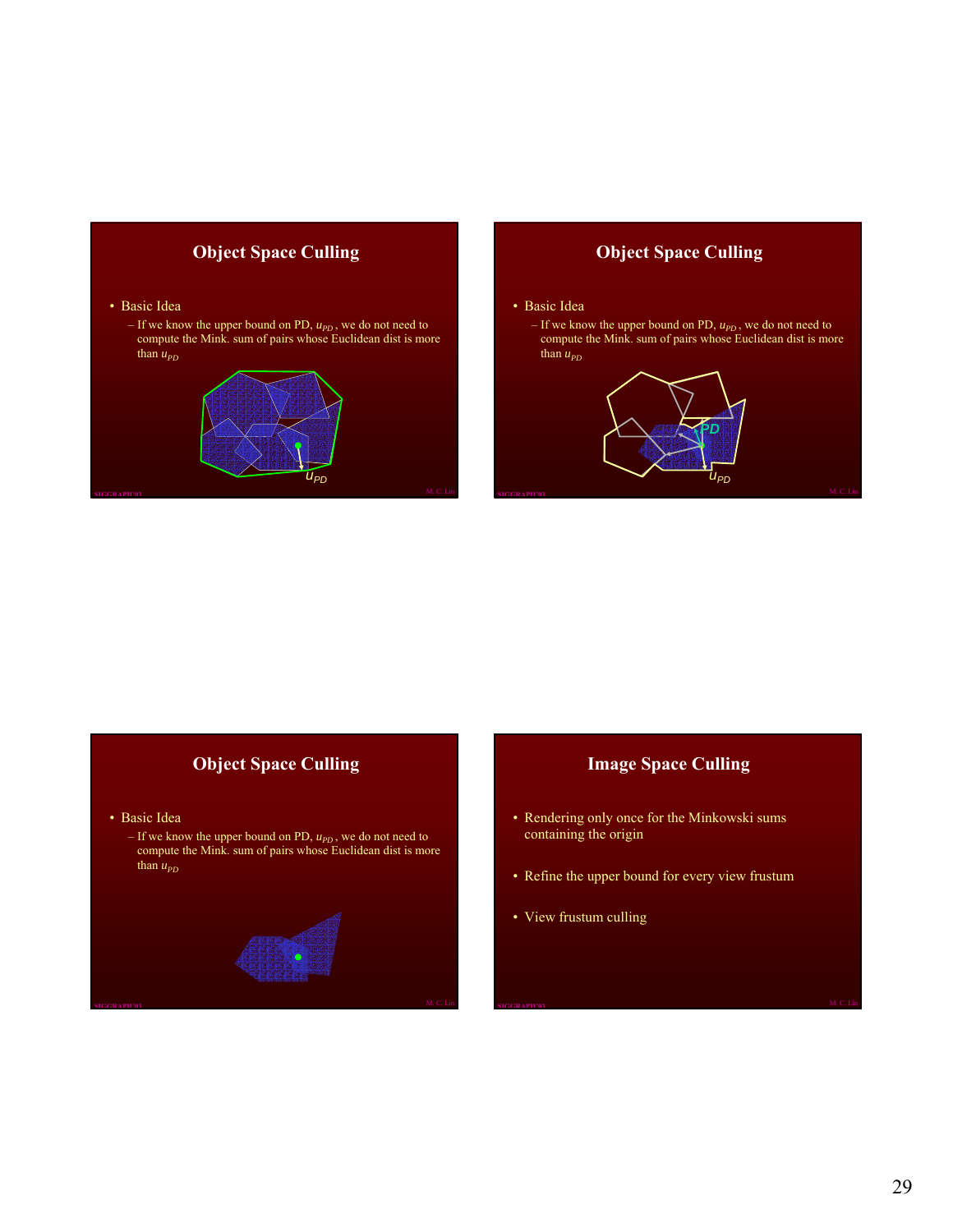## Object Space Culling

- Basic Idea
  - If we know the upper bound on PD, $u_{PD}$, we do not need to compute the Mink. sum of pairs whose Euclidean dist is more than $u_{PD}$

## Object Space Culling

- Basic Idea
  - If we know the upper bound on PD, $u_{PD}$, we do not need to compute the Mink. sum of pairs whose Euclidean dist is more than $u_{PD}$

## Object Space Culling

- Basic Idea
  - If we know the upper bound on PD, $u_{PD}$, we do not need to compute the Mink. sum of pairs whose Euclidean dist is more than $u_{PD}$

## Image Space Culling

- Rendering only once for the Minkowski sums containing the origin
- Refine the upper bound for every view frustum
- View frustum culling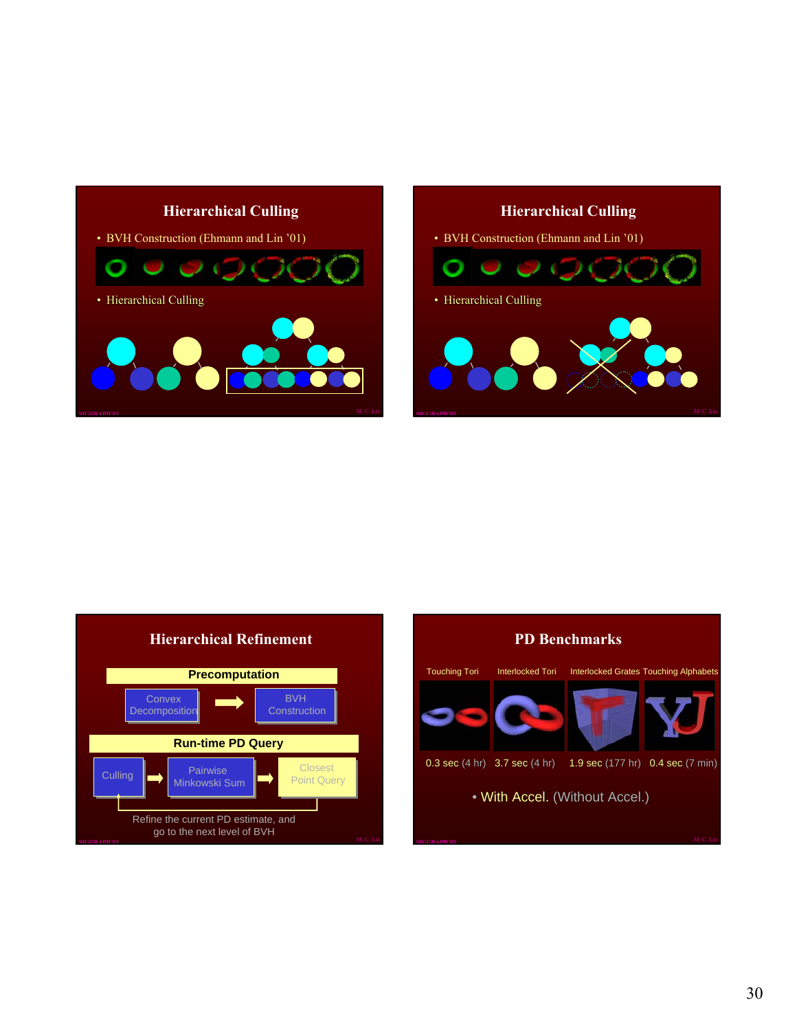## Hierarchical Culling

- BVH Construction (Ehmann and Lin '01)
- Hierarchical Culling

## Hierarchical Culling

- BVH Construction (Ehmann and Lin '01)
- Hierarchical Culling

## Hierarchical Refinement

**Precomputation**

Convex Decomposition → BVH Construction

**Run-time PD Query**

Culling → Pairwise Minkowski Sum → Closest Point Query

Refine the current PD estimate, and go to the next level of BVH

## PD Benchmarks

| Touching Tori | Interlocked Tori | Interlocked Grates | Touching Alphabets |
|---|---|---|---|
| 0.3 sec (4 hr) | 3.7 sec (4 hr) | 1.9 sec (177 hr) | 0.4 sec (7 min) |

- With Accel. (Without Accel.)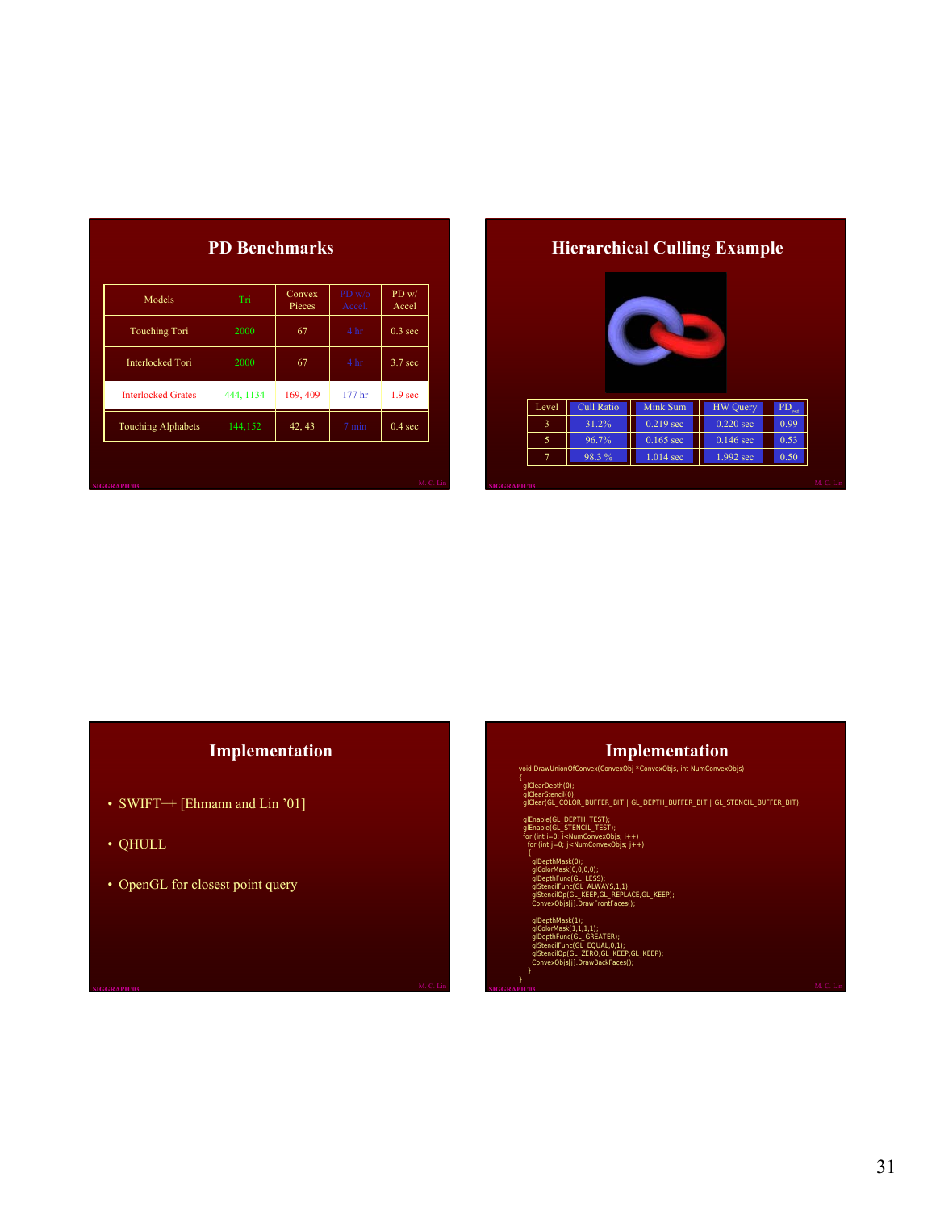## PD Benchmarks

| Models | Tri | Convex Pieces | PD w/o Accel. | PD w/ Accel |
|---|---|---|---|---|
| Touching Tori | 2000 | 67 | 4 hr | 0.3 sec |
| Interlocked Tori | 2000 | 67 | 4 hr | 3.7 sec |
| Interlocked Grates | 444, 1134 | 169, 409 | 177 hr | 1.9 sec |
| Touching Alphabets | 144,152 | 42, 43 | 7 min | 0.4 sec |

## Hierarchical Culling Example

| Level | Cull Ratio | Mink Sum | HW Query | $PD_{est}$ |
|---|---|---|---|---|
| 3 | 31.2% | 0.219 sec | 0.220 sec | 0.99 |
| 5 | 96.7% | 0.165 sec | 0.146 sec | 0.53 |
| 7 | 98.3 % | 1.014 sec | 1.992 sec | 0.50 |

## Implementation

- SWIFT++ [Ehmann and Lin '01]
- QHULL
- OpenGL for closest point query

## Implementation

```
void DrawUnionOfConvex(ConvexObj *ConvexObjs, int NumConvexObjs)
{
  glClearDepth(0);
  glClearStencil(0);
  glClear(GL_COLOR_BUFFER_BIT | GL_DEPTH_BUFFER_BIT | GL_STENCIL_BUFFER_BIT);

  glEnable(GL_DEPTH_TEST);
  glEnable(GL_STENCIL_TEST);
  for (int i=0; i<NumConvexObjs; i++)
    for (int j=0; j<NumConvexObjs; j++)
    {
      glDepthMask(0);
      glColorMask(0,0,0,0);
      glDepthFunc(GL_LESS);
      glStencilFunc(GL_ALWAYS,1,1);
      glStencilOp(GL_KEEP,GL_REPLACE,GL_KEEP);
      ConvexObjs[j].DrawFrontFaces();

      glDepthMask(1);
      glColorMask(1,1,1,1);
      glDepthFunc(GL_GREATER);
      glStencilFunc(GL_EQUAL,0,1);
      glStencilOp(GL_ZERO,GL_KEEP,GL_KEEP);
      ConvexObjs[j].DrawBackFaces();
    }
}
```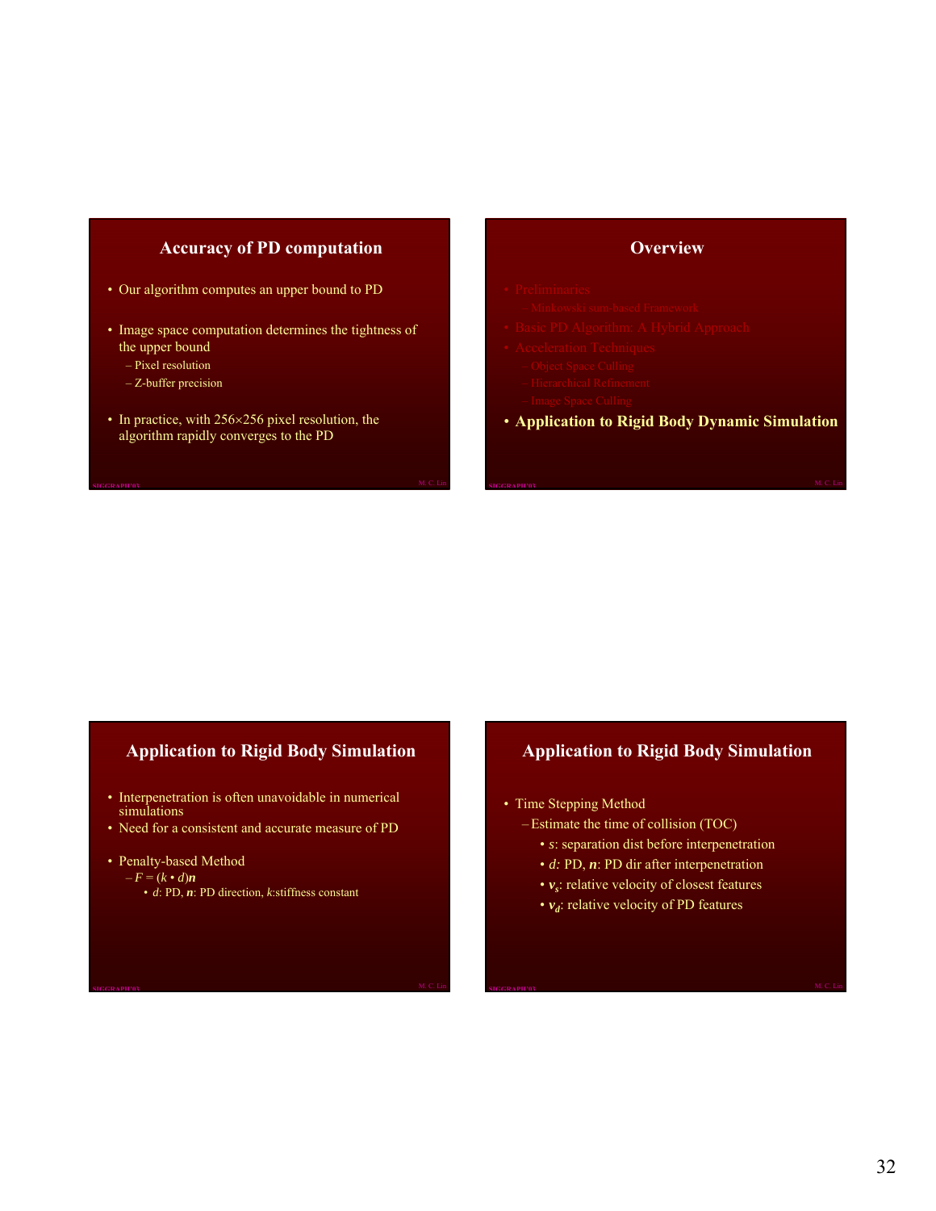## Accuracy of PD computation

- Our algorithm computes an upper bound to PD
- Image space computation determines the tightness of the upper bound
  - Pixel resolution
  - Z-buffer precision
- In practice, with 256×256 pixel resolution, the algorithm rapidly converges to the PD

## Overview

- Preliminaries
  - Minkowski sum-based Framework
- Basic PD Algorithm: A Hybrid Approach
- Acceleration Techniques
  - Object Space Culling
  - Hierarchical Refinement
  - Image Space Culling
- **Application to Rigid Body Dynamic Simulation**

## Application to Rigid Body Simulation

- Interpenetration is often unavoidable in numerical simulations
- Need for a consistent and accurate measure of PD
- Penalty-based Method
  - $F = (k \bullet d)\boldsymbol{n}$
    - $d$: PD, $\boldsymbol{n}$: PD direction, $k$:stiffness constant

## Application to Rigid Body Simulation

- Time Stepping Method
  - Estimate the time of collision (TOC)
    - $s$: separation dist before interpenetration
    - $d$: PD, $\boldsymbol{n}$: PD dir after interpenetration
    - $\boldsymbol{v}_s$: relative velocity of closest features
    - $\boldsymbol{v}_d$: relative velocity of PD features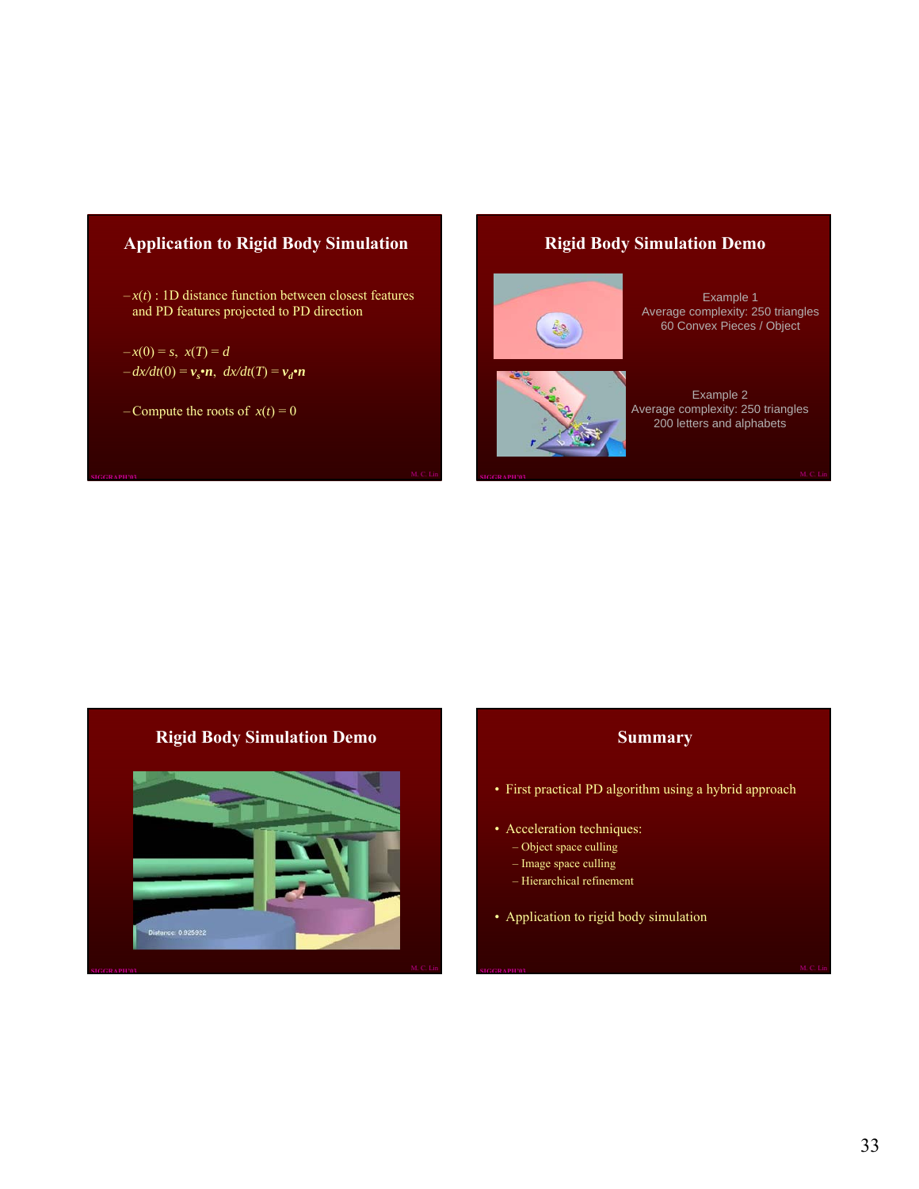## Application to Rigid Body Simulation

- $x(t)$ : 1D distance function between closest features and PD features projected to PD direction
- $x(0) = s,\ x(T) = d$
- $dx/dt(0) = \mathbf{v}_s \bullet \mathbf{n},\ dx/dt(T) = \mathbf{v}_d \bullet \mathbf{n}$
- Compute the roots of $x(t) = 0$

## Rigid Body Simulation Demo

Example 1
Average complexity: 250 triangles
60 Convex Pieces / Object

Example 2
Average complexity: 250 triangles
200 letters and alphabets

## Rigid Body Simulation Demo

Distance: 0.925922

## Summary

- First practical PD algorithm using a hybrid approach
- Acceleration techniques:
  - Object space culling
  - Image space culling
  - Hierarchical refinement
- Application to rigid body simulation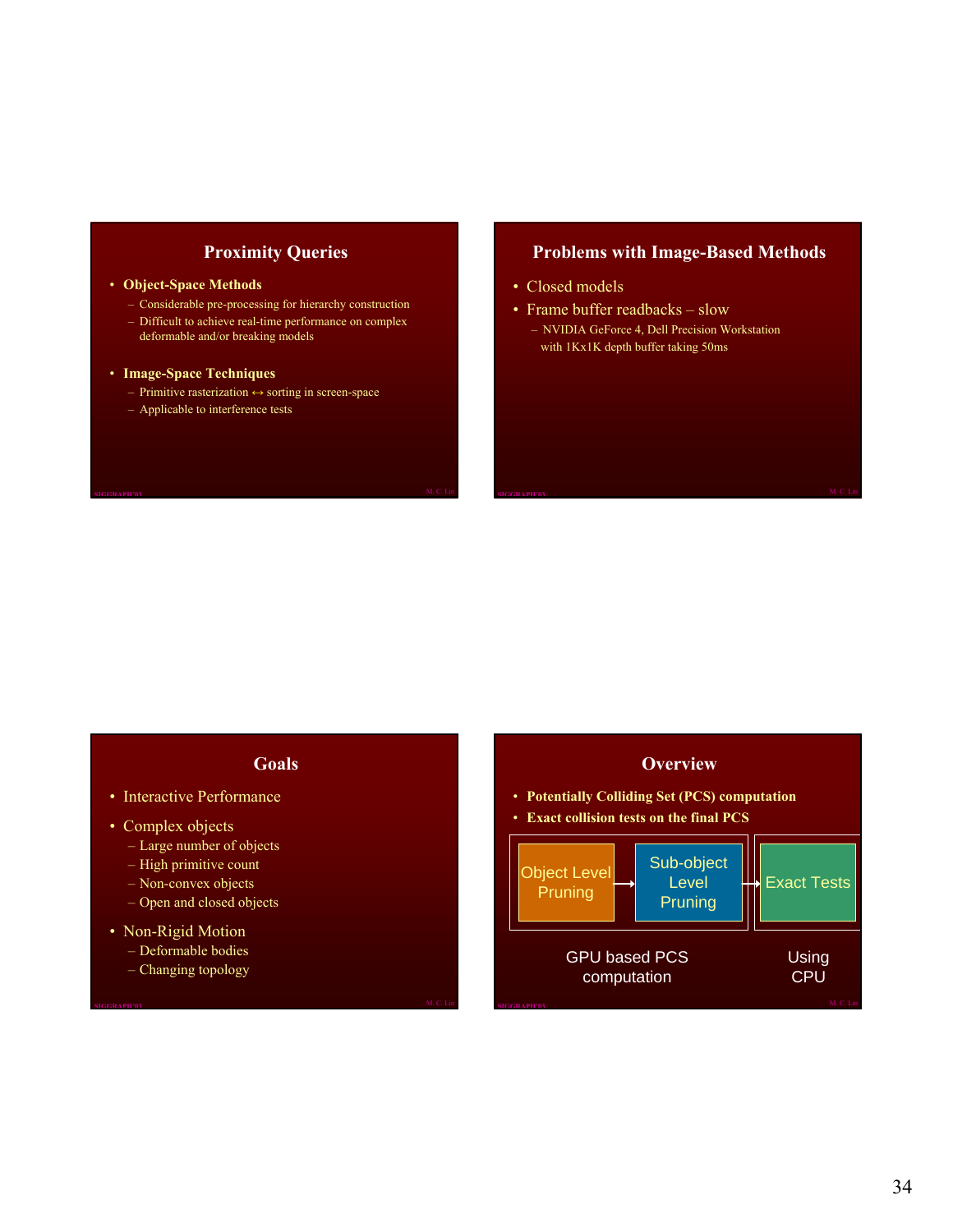## Proximity Queries

- **Object-Space Methods**
  - Considerable pre-processing for hierarchy construction
  - Difficult to achieve real-time performance on complex deformable and/or breaking models
- **Image-Space Techniques**
  - Primitive rasterization ↔ sorting in screen-space
  - Applicable to interference tests

## Problems with Image-Based Methods

- Closed models
- Frame buffer readbacks – slow
  - NVIDIA GeForce 4, Dell Precision Workstation with 1Kx1K depth buffer taking 50ms

## Goals

- Interactive Performance
- Complex objects
  - Large number of objects
  - High primitive count
  - Non-convex objects
  - Open and closed objects
- Non-Rigid Motion
  - Deformable bodies
  - Changing topology

## Overview

- **Potentially Colliding Set (PCS) computation**
- **Exact collision tests on the final PCS**

Object Level Pruning → Sub-object Level Pruning → Exact Tests

GPU based PCS computation | Using CPU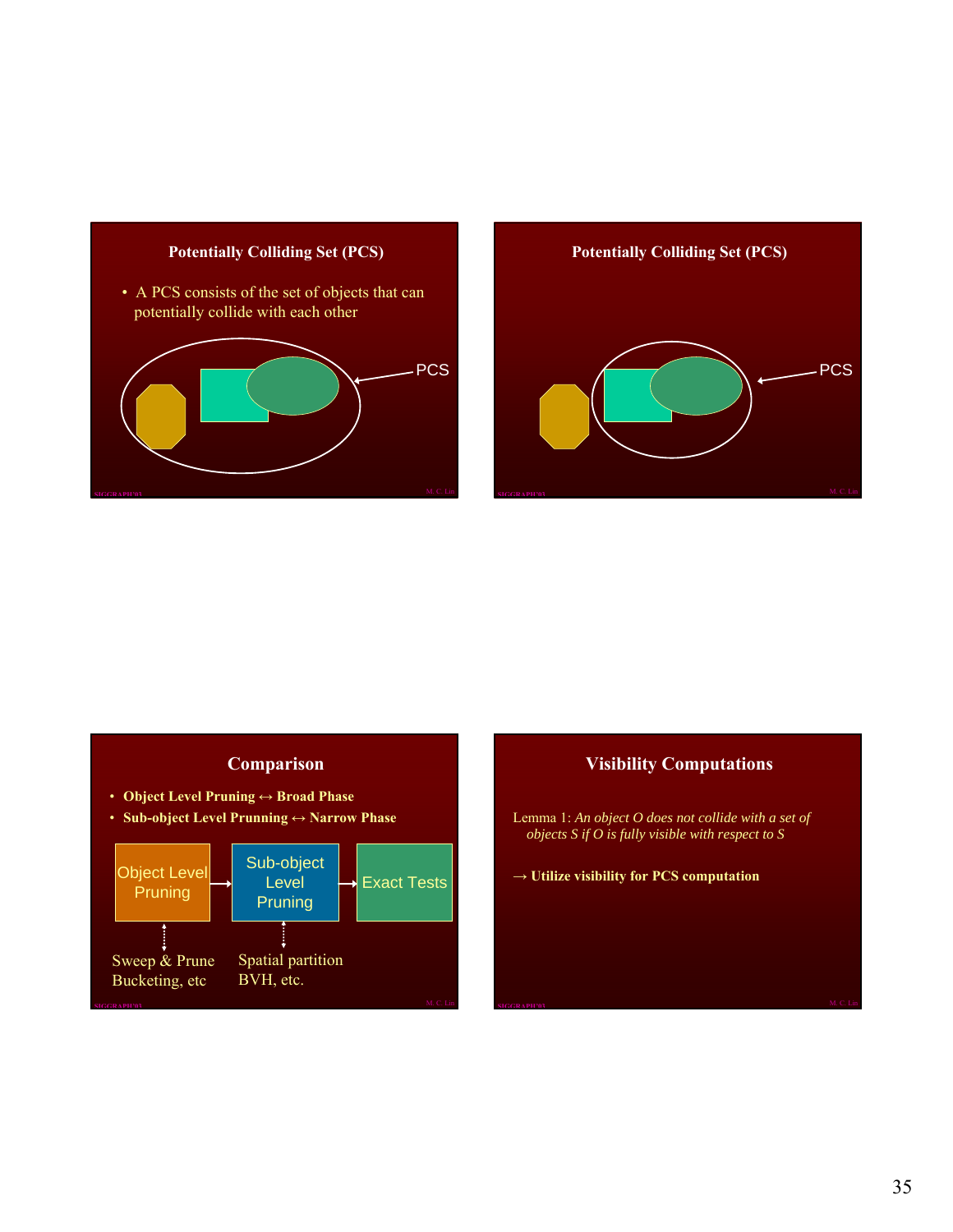## Potentially Colliding Set (PCS)

- A PCS consists of the set of objects that can potentially collide with each other

PCS

## Potentially Colliding Set (PCS)

PCS

## Comparison

- **Object Level Pruning ↔ Broad Phase**
- **Sub-object Level Prunning ↔ Narrow Phase**

Object Level Pruning → Sub-object Level Pruning → Exact Tests

Sweep & Prune
Bucketing, etc

Spatial partition
BVH, etc.

## Visibility Computations

Lemma 1: *An object O does not collide with a set of objects S if O is fully visible with respect to S*

→ **Utilize visibility for PCS computation**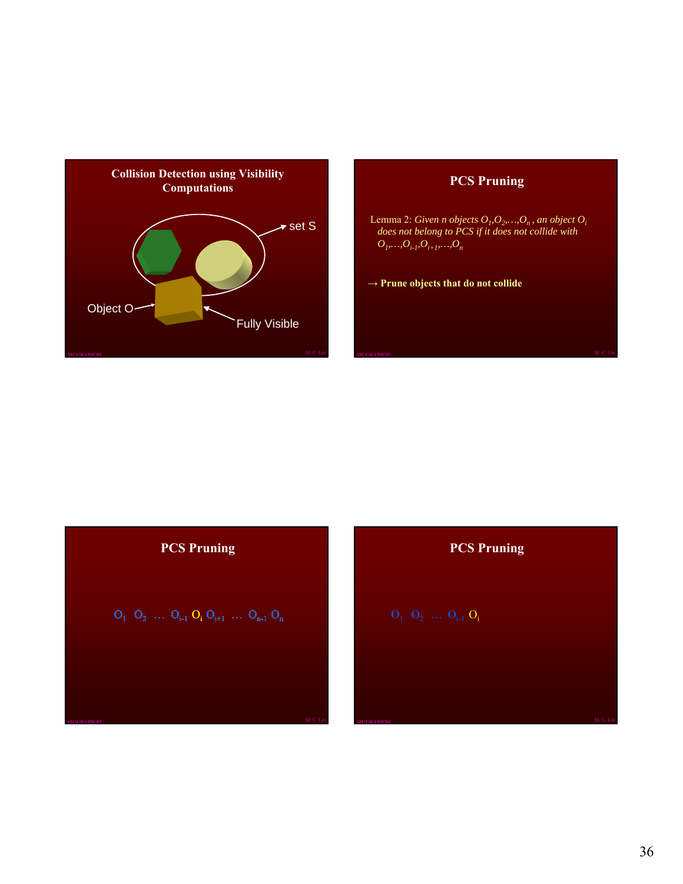## Collision Detection using Visibility Computations

set S

Object O

Fully Visible

## PCS Pruning

Lemma 2: *Given n objects $O_1, O_2, \ldots, O_n$, an object $O_i$ does not belong to PCS if it does not collide with $O_1, \ldots, O_{i-1}, O_{i+1}, \ldots, O_n$*

→ **Prune objects that do not collide**

## PCS Pruning

$O_1 \; O_2 \; \ldots \; O_{i-1} \; O_i \; O_{i+1} \; \ldots \; O_{n-1} \; O_n$

## PCS Pruning

$O_1 \; O_2 \; \ldots \; O_{i-1} \; O_i$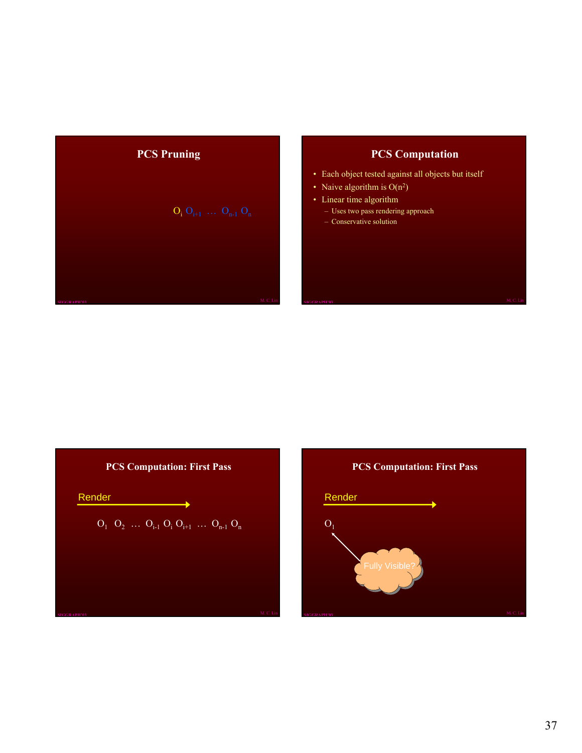## PCS Pruning

$O_i$ $O_{i+1}$ … $O_{n-1}$ $O_n$

## PCS Computation

- Each object tested against all objects but itself
- Naive algorithm is $O(n^2)$
- Linear time algorithm
  - Uses two pass rendering approach
  - Conservative solution

## PCS Computation: First Pass

Render

$O_1$ $O_2$ … $O_{i-1}$ $O_i$ $O_{i+1}$ … $O_{n-1}$ $O_n$

## PCS Computation: First Pass

Render

$O_1$

Fully Visible?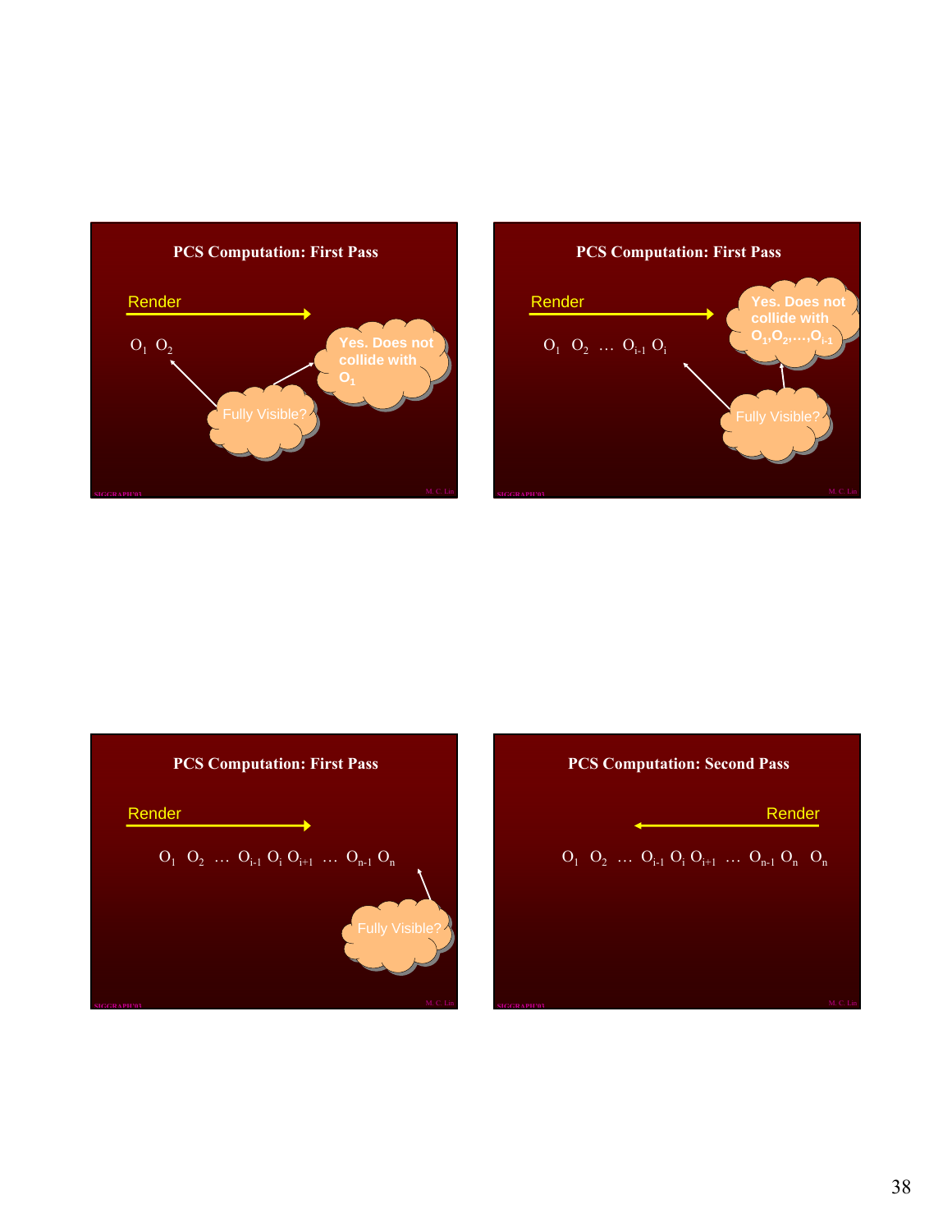## PCS Computation: First Pass

Render

$O_1$ $O_2$

Fully Visible?

Yes. Does not collide with $O_1$

## PCS Computation: First Pass

Render

$O_1$ $O_2$ … $O_{i-1}$ $O_i$

Fully Visible?

Yes. Does not collide with $O_1, O_2, \ldots, O_{i-1}$

## PCS Computation: First Pass

Render

$O_1$ $O_2$ … $O_{i-1}$ $O_i$ $O_{i+1}$ … $O_{n-1}$ $O_n$

Fully Visible?

## PCS Computation: Second Pass

Render

$O_1$ $O_2$ … $O_{i-1}$ $O_i$ $O_{i+1}$ … $O_{n-1}$ $O_n$ $O_n$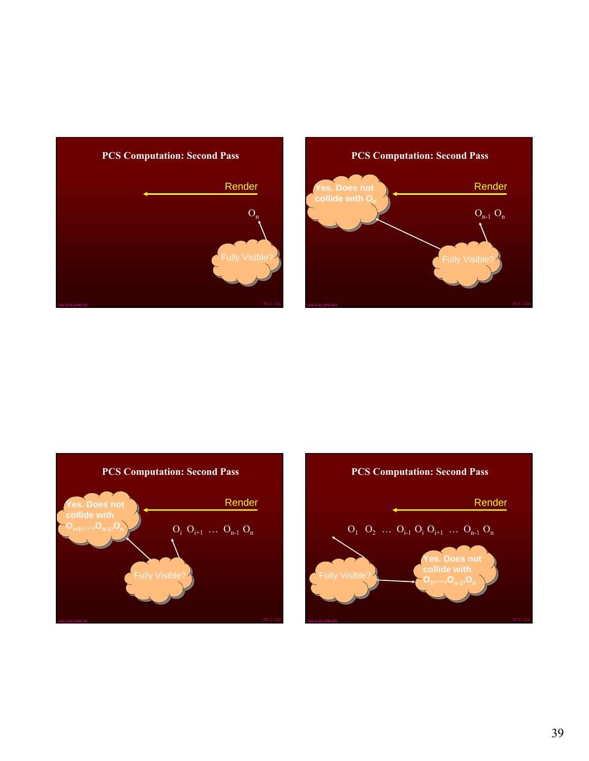## PCS Computation: Second Pass

Render

$O_n$

Fully Visible?

## PCS Computation: Second Pass

Yes. Does not collide with $O_n$

Render

$O_{n-1}$ $O_n$

Fully Visible?

## PCS Computation: Second Pass

Yes. Does not collide with $O_{i+1},\ldots,O_{n-1},O_n$

Render

$O_i$ $O_{i+1}$ … $O_{n-1}$ $O_n$

Fully Visible?

## PCS Computation: Second Pass

Render

$O_1$ $O_2$ … $O_{i-1}$ $O_i$ $O_{i+1}$ … $O_{n-1}$ $O_n$

Fully Visible?

Yes. Does not collide with $O_1,\ldots,O_{n-1},O_n$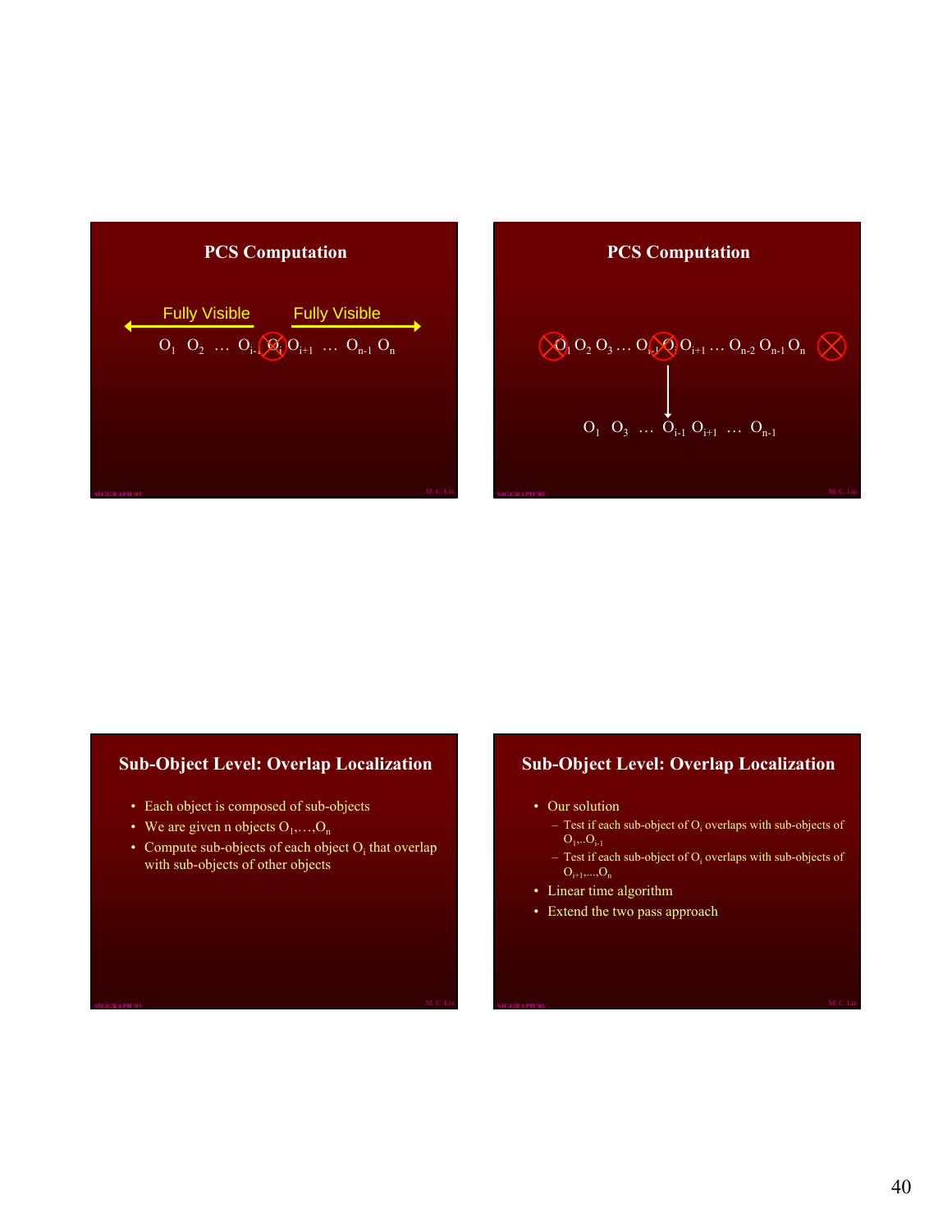## PCS Computation

Fully Visible ← → Fully Visible

$O_1$ $O_2$ … $O_{i-1}$ $O_i$ $O_{i+1}$ … $O_{n-1}$ $O_n$

## PCS Computation

$O_1$ $O_2$ $O_3$ … $O_{i-1}$ $O_i$ $O_{i+1}$ … $O_{n-2}$ $O_{n-1}$ $O_n$

$O_1$ $O_3$ … $O_{i-1}$ $O_{i+1}$ … $O_{n-1}$

## Sub-Object Level: Overlap Localization

- Each object is composed of sub-objects
- We are given n objects $O_1,\ldots,O_n$
- Compute sub-objects of each object $O_i$ that overlap with sub-objects of other objects

## Sub-Object Level: Overlap Localization

- Our solution
  - Test if each sub-object of $O_i$ overlaps with sub-objects of $O_1,\ldots O_{i-1}$
  - Test if each sub-object of $O_i$ overlaps with sub-objects of $O_{i+1},\ldots,O_n$
- Linear time algorithm
- Extend the two pass approach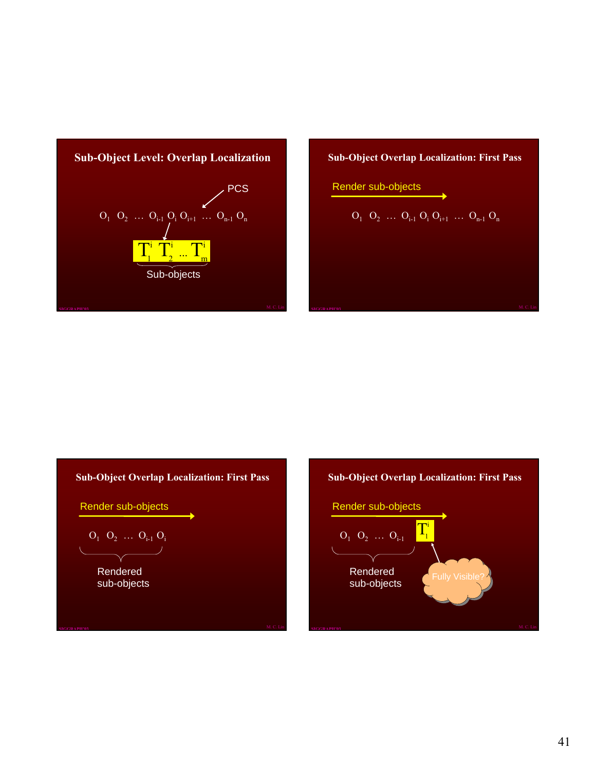## Sub-Object Level: Overlap Localization

PCS

$O_1$ $O_2$ … $O_{i-1}$ $O_i$ $O_{i+1}$ … $O_{n-1}$ $O_n$

$T^i_1$ $T^i_2$ … $T^i_m$

Sub-objects

## Sub-Object Overlap Localization: First Pass

Render sub-objects

$O_1$ $O_2$ … $O_{i-1}$ $O_i$ $O_{i+1}$ … $O_{n-1}$ $O_n$

## Sub-Object Overlap Localization: First Pass

Render sub-objects

$O_1$ $O_2$ … $O_{i-1}$ $O_i$

Rendered sub-objects

## Sub-Object Overlap Localization: First Pass

Render sub-objects

$O_1$ $O_2$ … $O_{i-1}$ $T^i_1$

Rendered sub-objects

Fully Visible?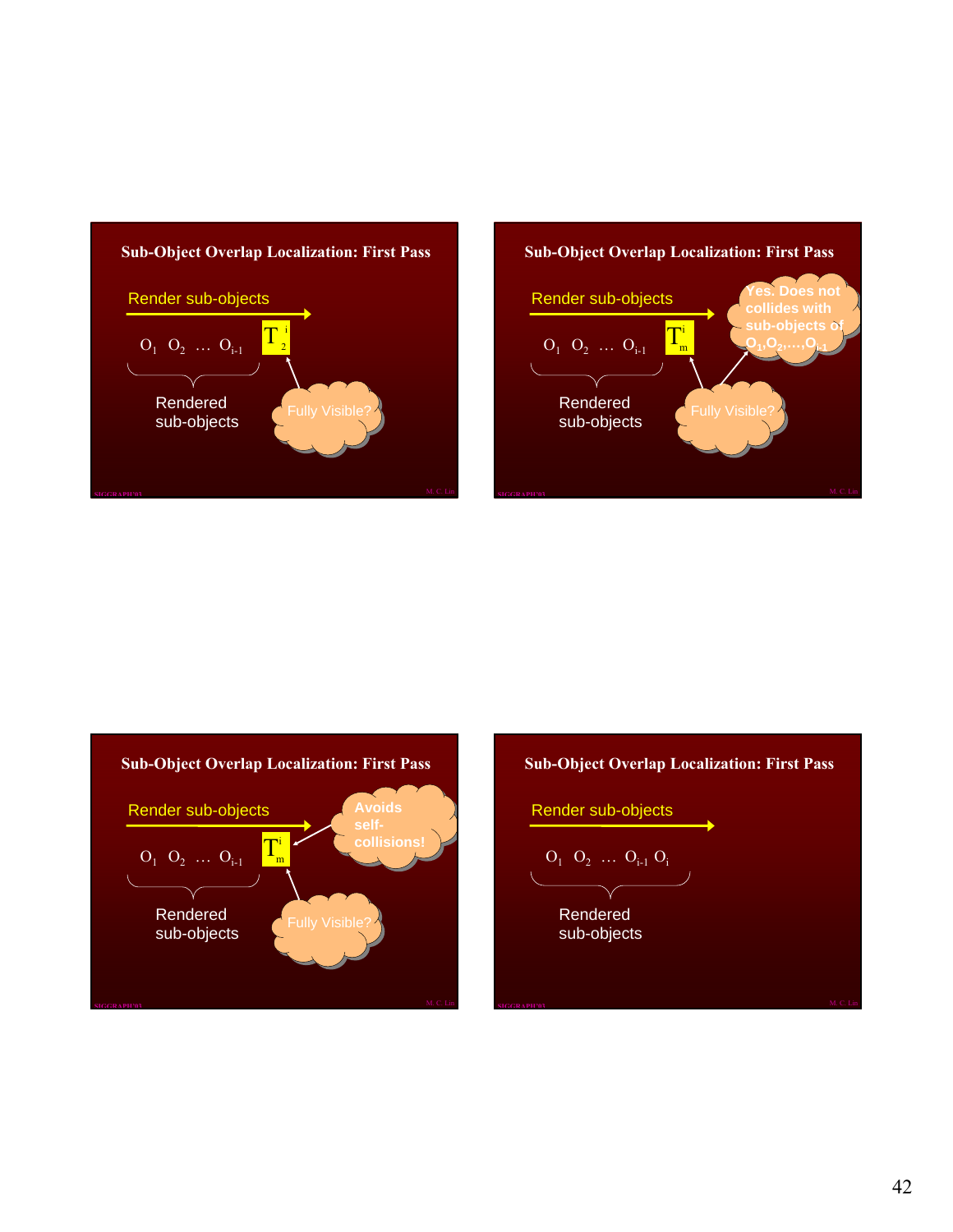## Sub-Object Overlap Localization: First Pass

Render sub-objects

$O_1$ $O_2$ … $O_{i-1}$ $T_2^i$

Rendered sub-objects

Fully Visible?

## Sub-Object Overlap Localization: First Pass

Render sub-objects

$O_1$ $O_2$ … $O_{i-1}$ $T_m^i$

Rendered sub-objects

Fully Visible?

Yes. Does not collides with sub-objects of $O_1, O_2, \ldots, O_{i-1}$

## Sub-Object Overlap Localization: First Pass

Render sub-objects

$O_1$ $O_2$ … $O_{i-1}$ $T_m^i$

Rendered sub-objects

Fully Visible?

Avoids self-collisions!

## Sub-Object Overlap Localization: First Pass

Render sub-objects

$O_1$ $O_2$ … $O_{i-1}$ $O_i$

Rendered sub-objects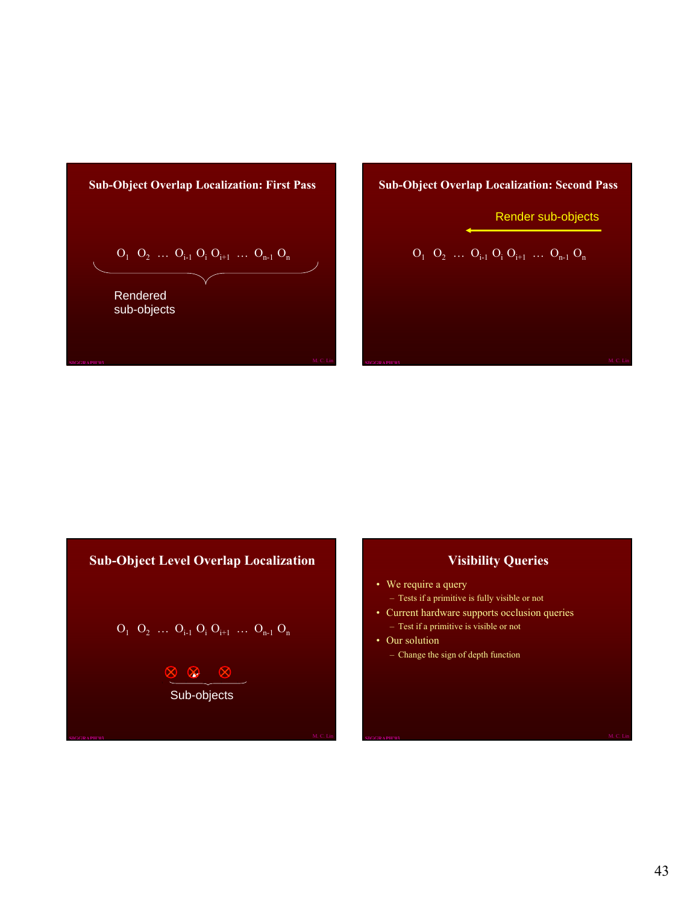## Sub-Object Overlap Localization: First Pass

$O_1$ $O_2$ … $O_{i-1}$ $O_i$ $O_{i+1}$ … $O_{n-1}$ $O_n$

Rendered sub-objects

## Sub-Object Overlap Localization: Second Pass

Render sub-objects

$O_1$ $O_2$ … $O_{i-1}$ $O_i$ $O_{i+1}$ … $O_{n-1}$ $O_n$

## Sub-Object Level Overlap Localization

$O_1$ $O_2$ … $O_{i-1}$ $O_i$ $O_{i+1}$ … $O_{n-1}$ $O_n$

Sub-objects

## Visibility Queries

- We require a query
  - Tests if a primitive is fully visible or not
- Current hardware supports occlusion queries
  - Test if a primitive is visible or not
- Our solution
  - Change the sign of depth function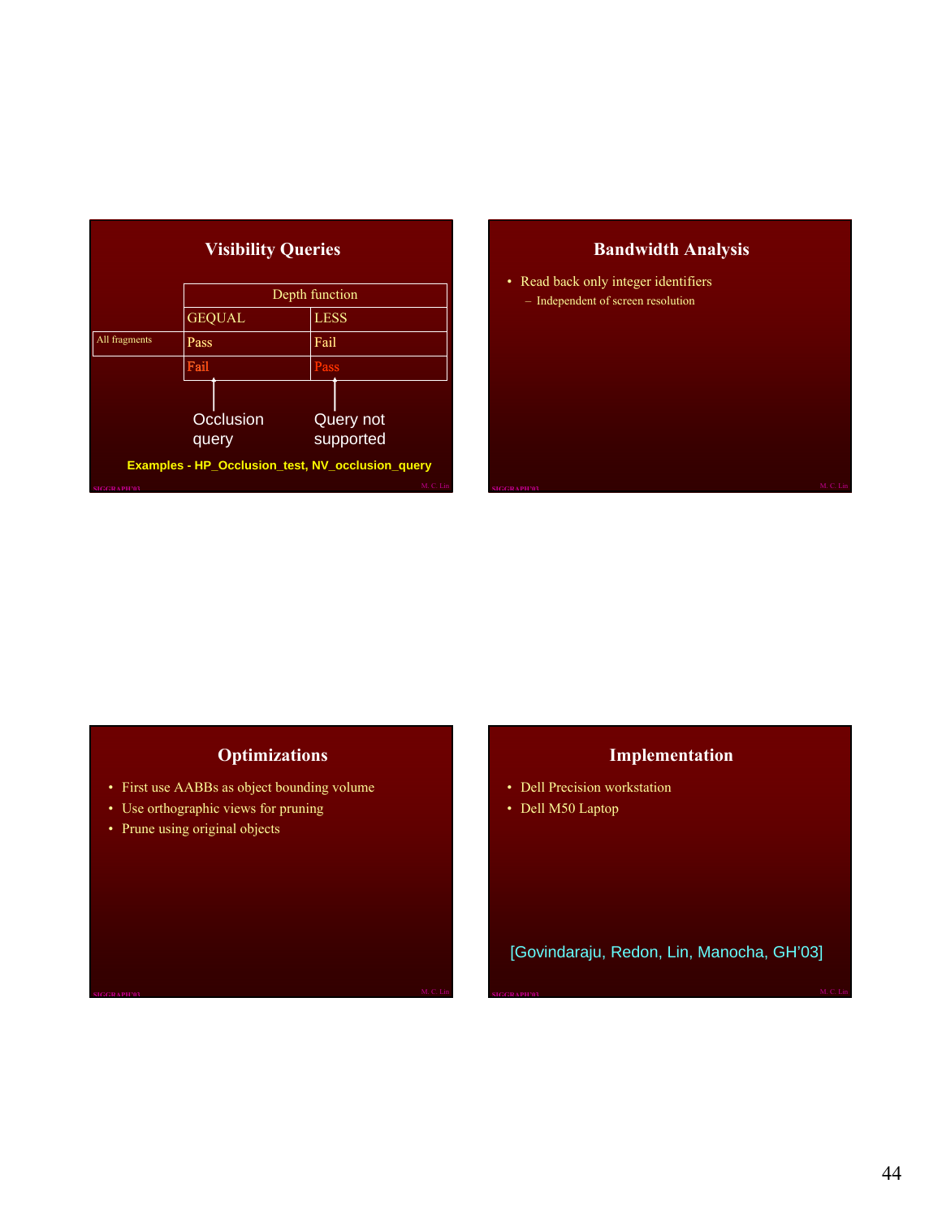## Visibility Queries

| | Depth function | |
|---|---|---|
| | GEQUAL | LESS |
| All fragments | Pass | Fail |
| | Fail | Pass |

Occlusion query — Query not supported

**Examples - HP_Occlusion_test, NV_occlusion_query**

## Bandwidth Analysis

- Read back only integer identifiers
  - Independent of screen resolution

## Optimizations

- First use AABBs as object bounding volume
- Use orthographic views for pruning
- Prune using original objects

## Implementation

- Dell Precision workstation
- Dell M50 Laptop

[Govindaraju, Redon, Lin, Manocha, GH'03]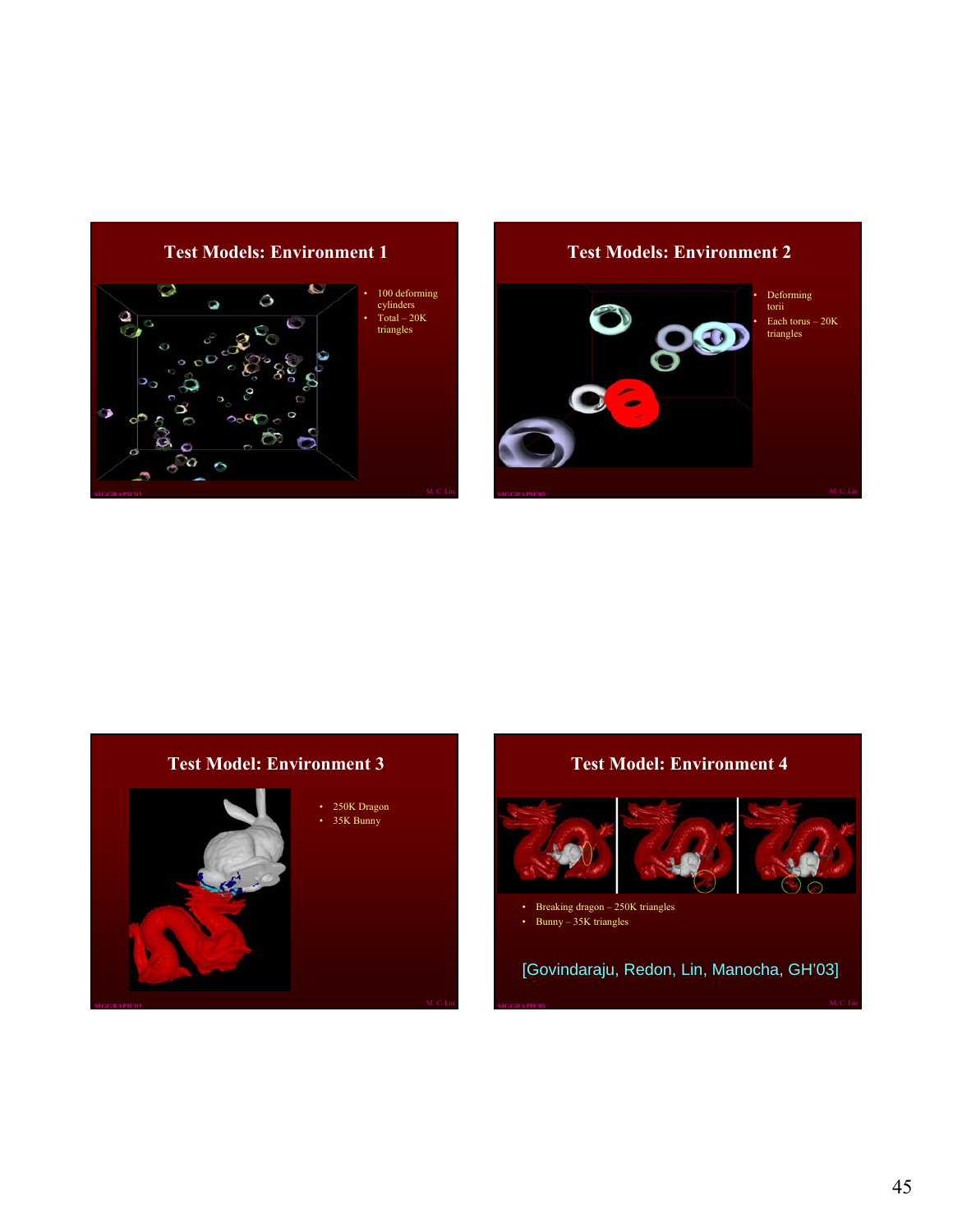## Test Models: Environment 1

- 100 deforming cylinders
- Total – 20K triangles

## Test Models: Environment 2

- Deforming torii
- Each torus – 20K triangles

## Test Model: Environment 3

- 250K Dragon
- 35K Bunny

## Test Model: Environment 4

- Breaking dragon – 250K triangles
- Bunny – 35K triangles

[Govindaraju, Redon, Lin, Manocha, GH'03]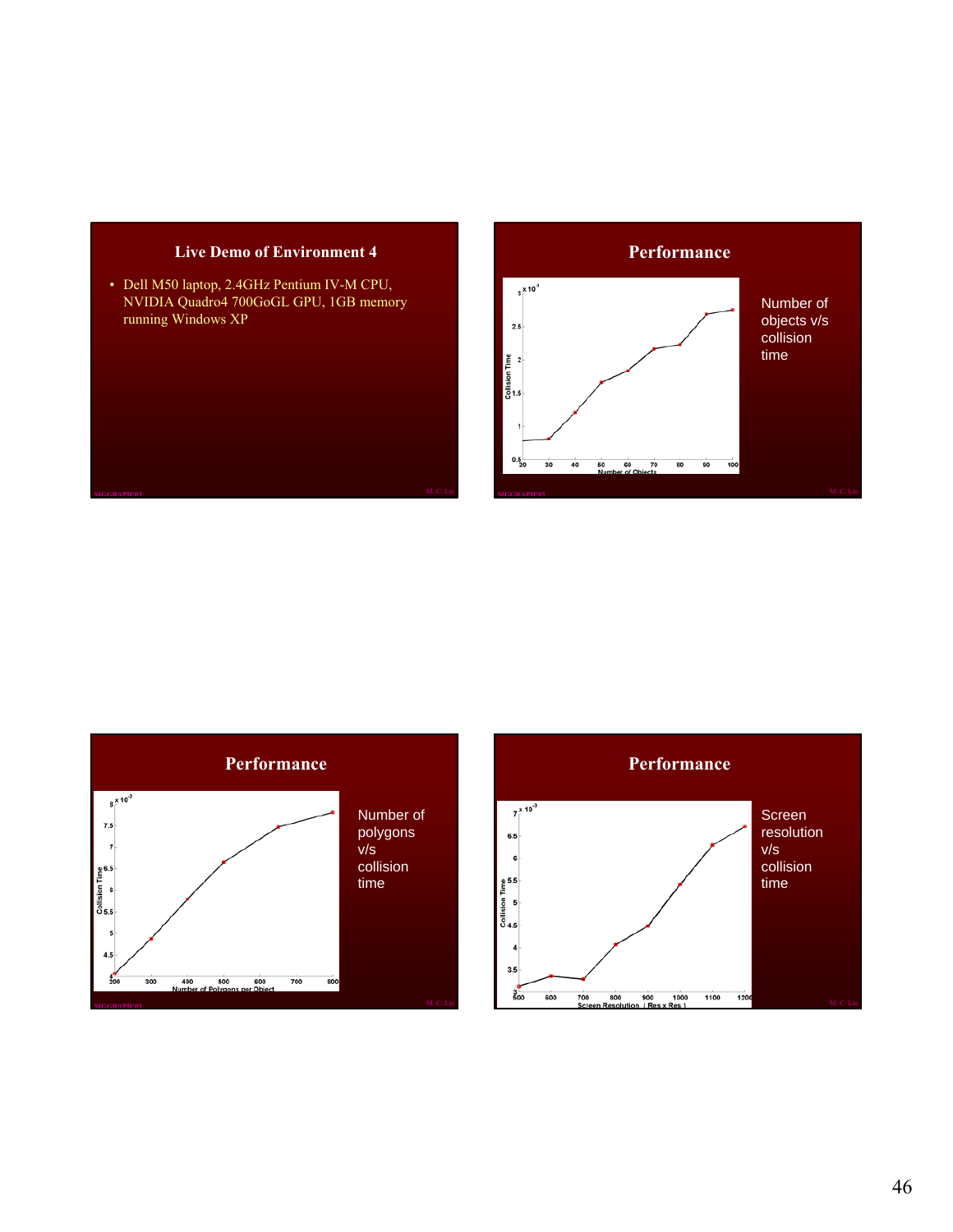## Live Demo of Environment 4

- Dell M50 laptop, 2.4GHz Pentium IV-M CPU, NVIDIA Quadro4 700GoGL GPU, 1GB memory running Windows XP

## Performance

Number of objects v/s collision time

## Performance

Number of polygons v/s collision time

## Performance

Screen resolution v/s collision time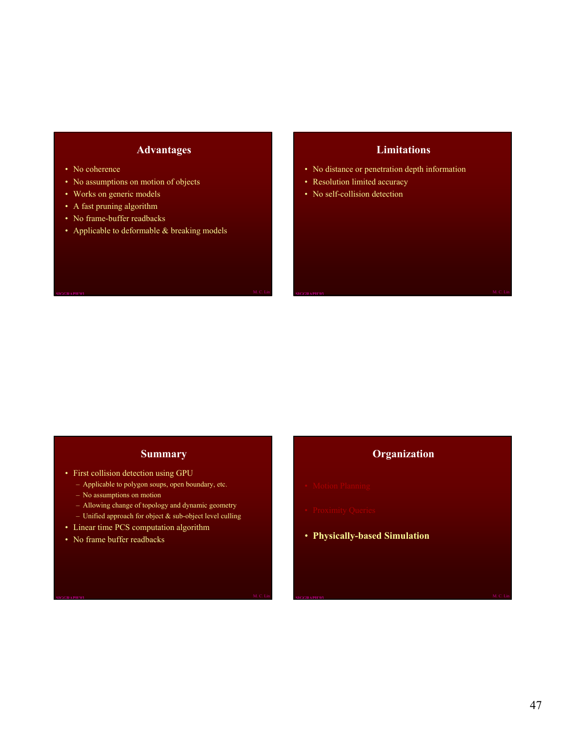## Advantages

- No coherence
- No assumptions on motion of objects
- Works on generic models
- A fast pruning algorithm
- No frame-buffer readbacks
- Applicable to deformable & breaking models

## Limitations

- No distance or penetration depth information
- Resolution limited accuracy
- No self-collision detection

## Summary

- First collision detection using GPU
  - Applicable to polygon soups, open boundary, etc.
  - No assumptions on motion
  - Allowing change of topology and dynamic geometry
  - Unified approach for object & sub-object level culling
- Linear time PCS computation algorithm
- No frame buffer readbacks

## Organization

- Motion Planning
- Proximity Queries
- **Physically-based Simulation**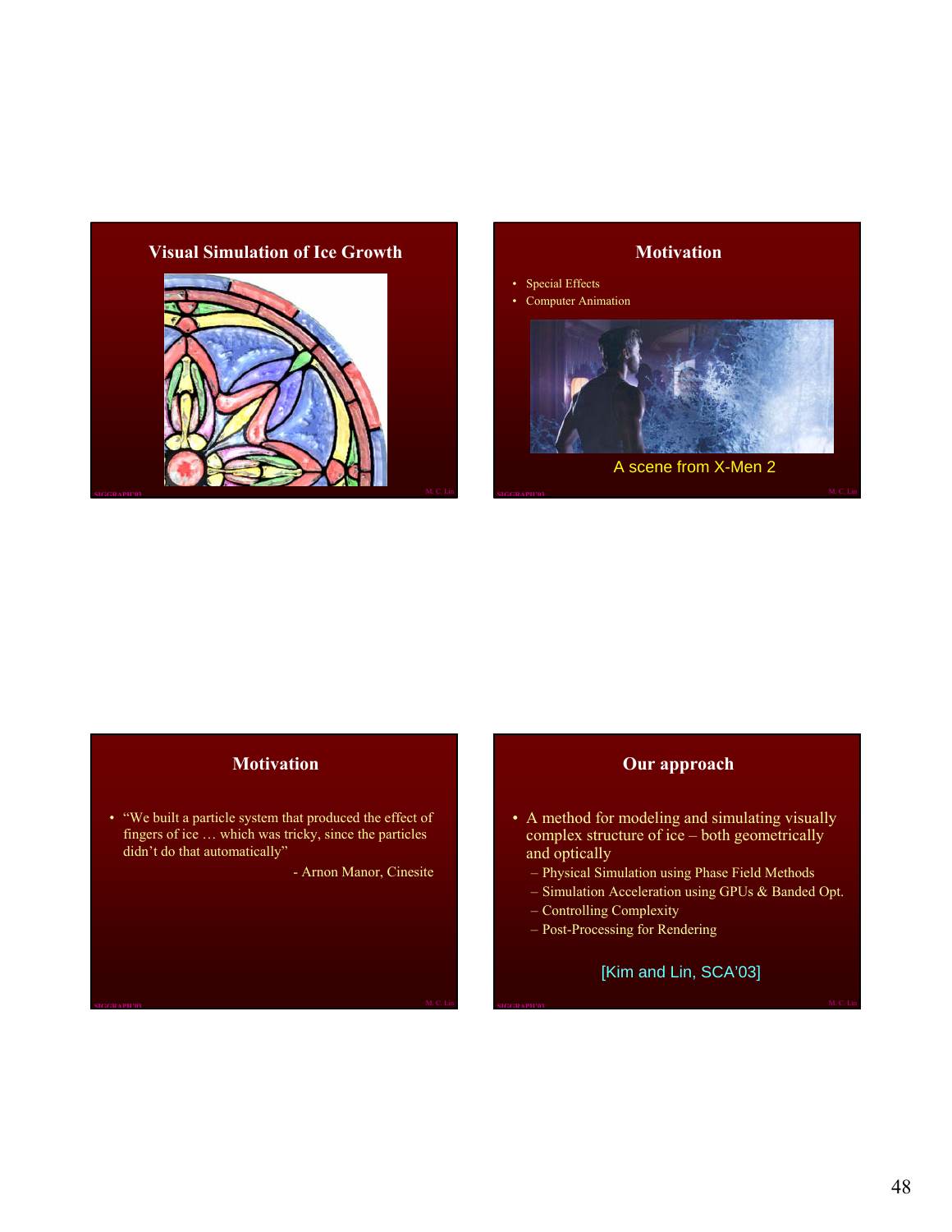## Visual Simulation of Ice Growth

## Motivation

- Special Effects
- Computer Animation

A scene from X-Men 2

## Motivation

- "We built a particle system that produced the effect of fingers of ice … which was tricky, since the particles didn't do that automatically"

  - Arnon Manor, Cinesite

## Our approach

- A method for modeling and simulating visually complex structure of ice – both geometrically and optically
  - Physical Simulation using Phase Field Methods
  - Simulation Acceleration using GPUs & Banded Opt.
  - Controlling Complexity
  - Post-Processing for Rendering

[Kim and Lin, SCA'03]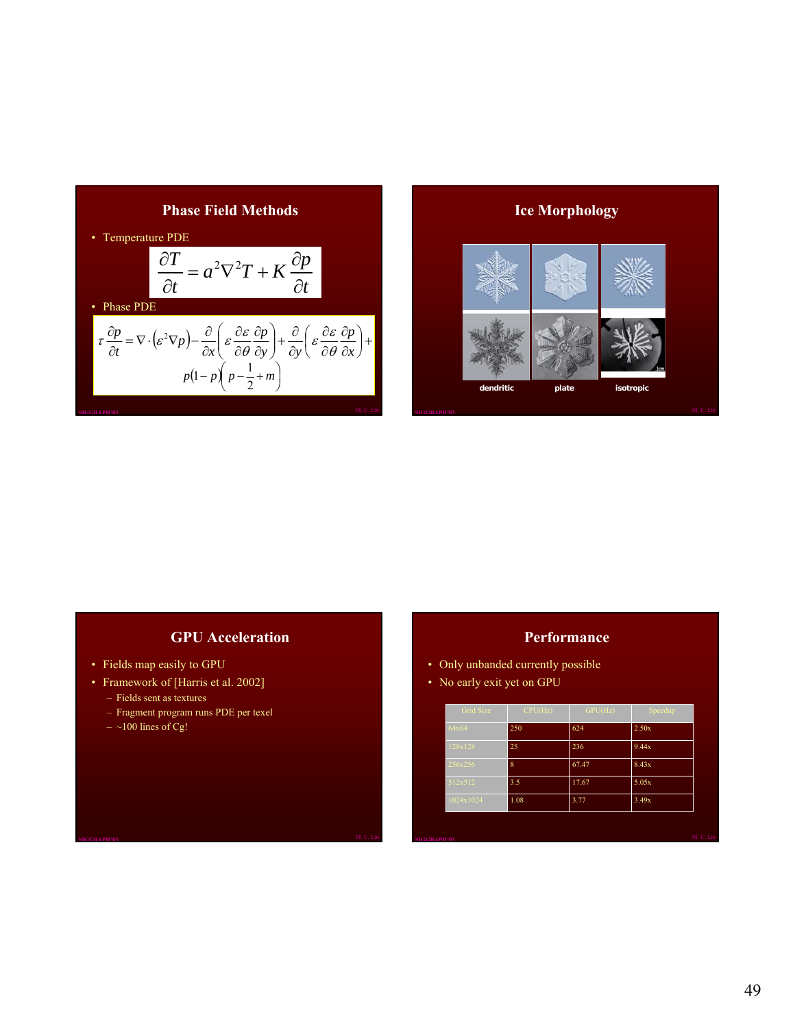## Phase Field Methods

- Temperature PDE

$$\frac{\partial T}{\partial t} = a^2 \nabla^2 T + K \frac{\partial p}{\partial t}$$

- Phase PDE

$$\tau \frac{\partial p}{\partial t} = \nabla \cdot \left(\varepsilon^2 \nabla p\right) - \frac{\partial}{\partial x}\left(\varepsilon \frac{\partial \varepsilon}{\partial \theta} \frac{\partial p}{\partial y}\right) + \frac{\partial}{\partial y}\left(\varepsilon \frac{\partial \varepsilon}{\partial \theta} \frac{\partial p}{\partial x}\right) + p(1-p)\left(p - \frac{1}{2} + m\right)$$

## Ice Morphology

dendritic plate isotropic

## GPU Acceleration

- Fields map easily to GPU
- Framework of [Harris et al. 2002]
  - Fields sent as textures
  - Fragment program runs PDE per texel
  - ~100 lines of Cg!

## Performance

- Only unbanded currently possible
- No early exit yet on GPU

| Grid Size | CPU(Hz) | GPU(Hz) | Speedup |
|---|---|---|---|
| 64x64 | 250 | 624 | 2.50x |
| 128x128 | 25 | 236 | 9.44x |
| 256x256 | 8 | 67.47 | 8.43x |
| 512x512 | 3.5 | 17.67 | 5.05x |
| 1024x1024 | 1.08 | 3.77 | 3.49x |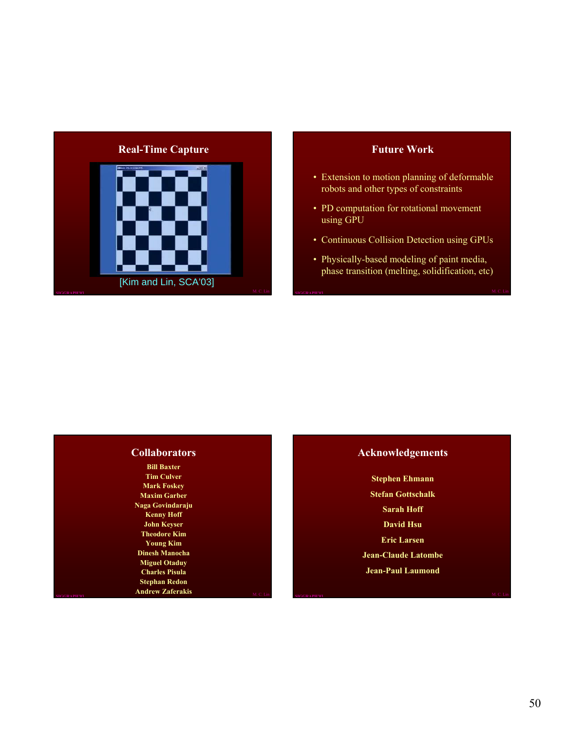## Real-Time Capture

[Kim and Lin, SCA'03]

## Future Work

- Extension to motion planning of deformable robots and other types of constraints
- PD computation for rotational movement using GPU
- Continuous Collision Detection using GPUs
- Physically-based modeling of paint media, phase transition (melting, solidification, etc)

## Collaborators

**Bill Baxter**
**Tim Culver**
**Mark Foskey**
**Maxim Garber**
**Naga Govindaraju**
**Kenny Hoff**
**John Keyser**
**Theodore Kim**
**Young Kim**
**Dinesh Manocha**
**Miguel Otaduy**
**Charles Pisula**
**Stephan Redon**
**Andrew Zaferakis**

## Acknowledgements

**Stephen Ehmann**
**Stefan Gottschalk**
**Sarah Hoff**
**David Hsu**
**Eric Larsen**
**Jean-Claude Latombe**
**Jean-Paul Laumond**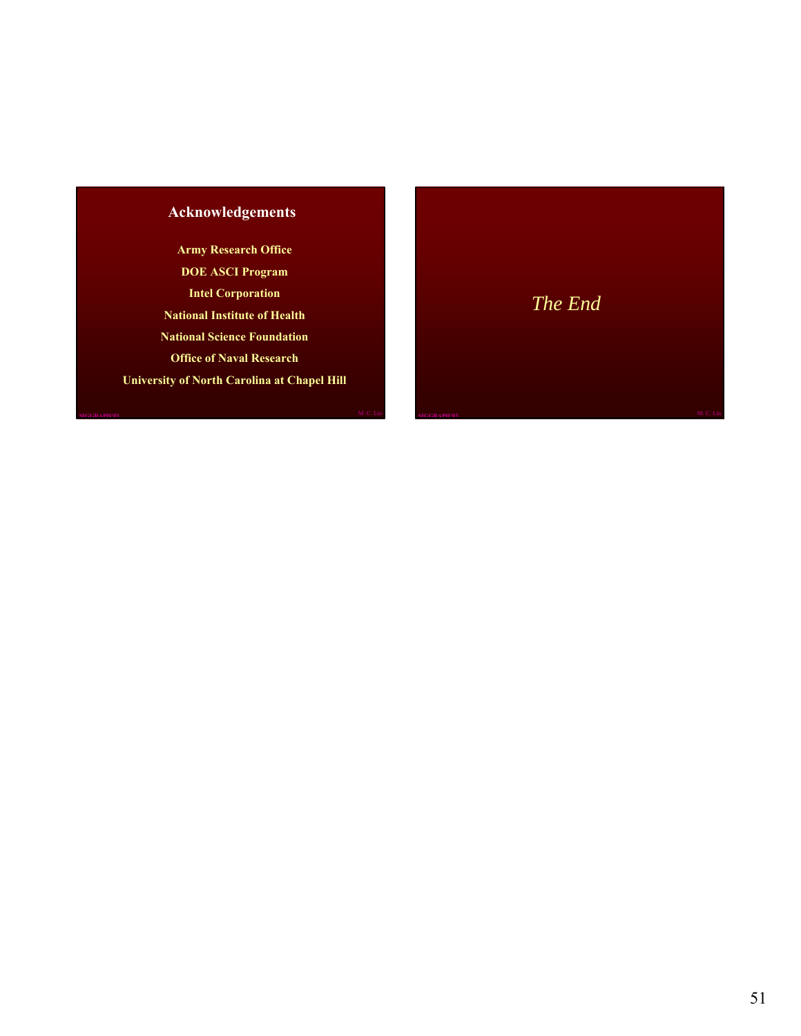## Acknowledgements

**Army Research Office**

**DOE ASCI Program**

**Intel Corporation**

**National Institute of Health**

**National Science Foundation**

**Office of Naval Research**

**University of North Carolina at Chapel Hill**

*The End*